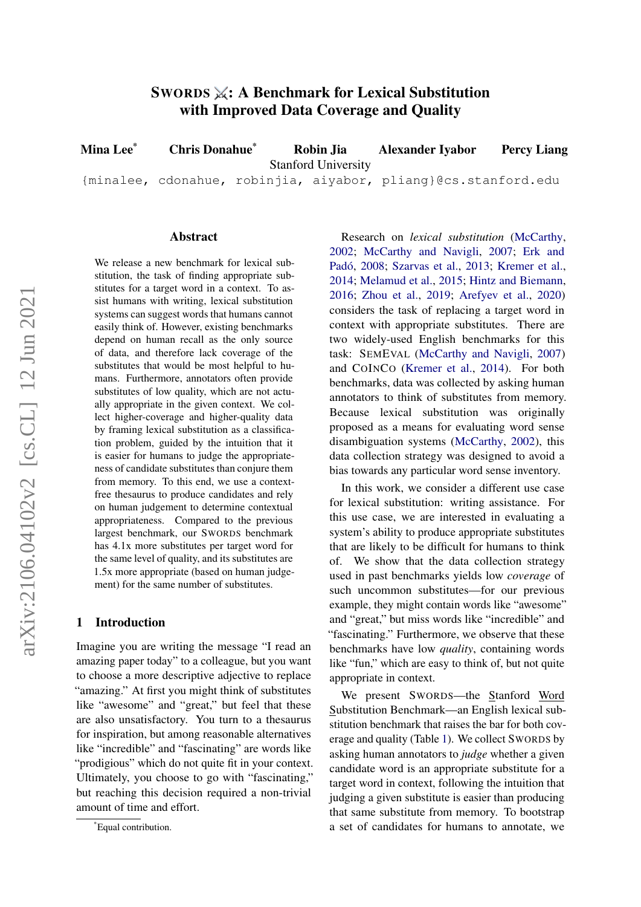# SWORDS ⚔️: A Benchmark for Lexical Substitution with Improved Data Coverage and Quality

**Mina Lee*** **Chris Donahue*** **Robin Jia** **Alexander Iyabor** **Percy Liang**

Stanford University

{minalee, cdonahue, robinjia, aiyabor, pliang}@cs.stanford.edu

## Abstract

We release a new benchmark for lexical substitution, the task of finding appropriate substitutes for a target word in a context. To assist humans with writing, lexical substitution systems can suggest words that humans cannot easily think of. However, existing benchmarks depend on human recall as the only source of data, and therefore lack coverage of the substitutes that would be most helpful to humans. Furthermore, annotators often provide substitutes of low quality, which are not actually appropriate in the given context. We collect higher-coverage and higher-quality data by framing lexical substitution as a classification problem, guided by the intuition that it is easier for humans to judge the appropriateness of candidate substitutes than conjure them from memory. To this end, we use a context-free thesaurus to produce candidates and rely on human judgement to determine contextual appropriateness. Compared to the previous largest benchmark, our SWORDS benchmark has 4.1x more substitutes per target word for the same level of quality, and its substitutes are 1.5x more appropriate (based on human judgement) for the same number of substitutes.

## 1 Introduction

Imagine you are writing the message "I read an amazing paper today" to a colleague, but you want to choose a more descriptive adjective to replace "amazing." At first you might think of substitutes like "awesome" and "great," but feel that these are also unsatisfactory. You turn to a thesaurus for inspiration, but among reasonable alternatives like "incredible" and "fascinating" are words like "prodigious" which do not quite fit in your context. Ultimately, you choose to go with "fascinating," but reaching this decision required a non-trivial amount of time and effort.

Research on *lexical substitution* (McCarthy, 2002; McCarthy and Navigli, 2007; Erk and Padó, 2008; Szarvas et al., 2013; Kremer et al., 2014; Melamud et al., 2015; Hintz and Biemann, 2016; Zhou et al., 2019; Arefyev et al., 2020) considers the task of replacing a target word in context with appropriate substitutes. There are two widely-used English benchmarks for this task: SEMEVAL (McCarthy and Navigli, 2007) and COINCO (Kremer et al., 2014). For both benchmarks, data was collected by asking human annotators to think of substitutes from memory. Because lexical substitution was originally proposed as a means for evaluating word sense disambiguation systems (McCarthy, 2002), this data collection strategy was designed to avoid a bias towards any particular word sense inventory.

In this work, we consider a different use case for lexical substitution: writing assistance. For this use case, we are interested in evaluating a system's ability to produce appropriate substitutes that are likely to be difficult for humans to think of. We show that the data collection strategy used in past benchmarks yields low *coverage* of such uncommon substitutes—for our previous example, they might contain words like "awesome" and "great," but miss words like "incredible" and "fascinating." Furthermore, we observe that these benchmarks have low *quality*, containing words like "fun," which are easy to think of, but not quite appropriate in context.

We present SWORDS—the Stanford Word Substitution Benchmark—an English lexical substitution benchmark that raises the bar for both coverage and quality (Table 1). We collect SWORDS by asking human annotators to *judge* whether a given candidate word is an appropriate substitute for a target word in context, following the intuition that judging a given substitute is easier than producing that same substitute from memory. To bootstrap a set of candidates for humans to annotate, we

*Equal contribution.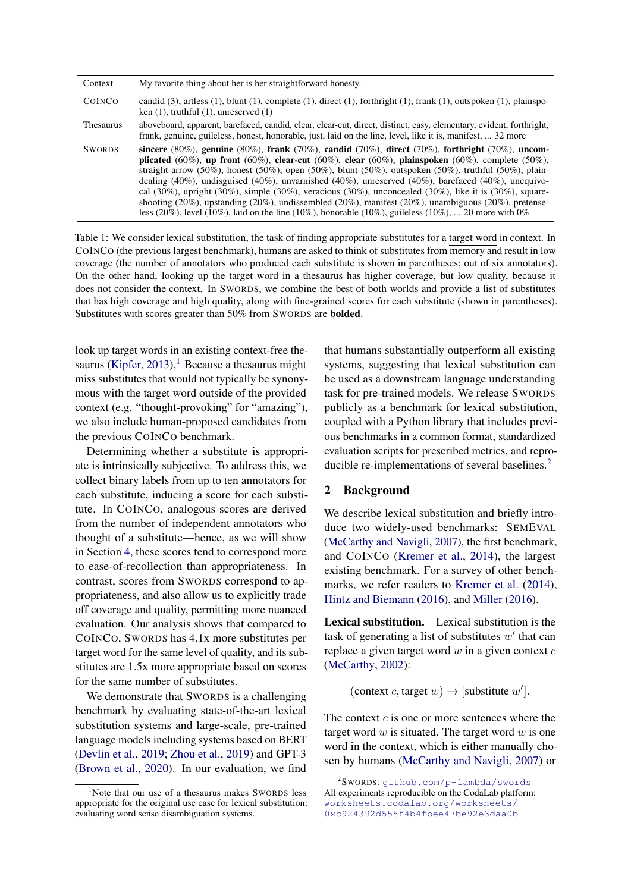| Context | My favorite thing about her is her straightforward honesty. |
|---|---|
| CoInCo | candid (3), artless (1), blunt (1), complete (1), direct (1), forthright (1), frank (1), outspoken (1), plainspoken (1), truthful (1), unreserved (1) |
| Thesaurus | aboveboard, apparent, barefaced, candid, clear, clear-cut, direct, distinct, easy, elementary, evident, forthright, frank, genuine, guileless, honest, honorable, just, laid on the line, level, like it is, manifest, ... 32 more |
| Swords | **sincere** (80%), **genuine** (80%), **frank** (70%), **candid** (70%), **direct** (70%), **forthright** (70%), **uncomplicated** (60%), **up front** (60%), **clear-cut** (60%), **clear** (60%), **plainspoken** (60%), complete (50%), straight-arrow (50%), honest (50%), open (50%), blunt (50%), outspoken (50%), truthful (50%), plain-dealing (40%), undisguised (40%), unvarnished (40%), unreserved (40%), barefaced (40%), unequivocal (30%), upright (30%), simple (30%), veracious (30%), unconcealed (30%), like it is (30%), square-shooting (20%), upstanding (20%), undissembled (20%), manifest (20%), unambiguous (20%), pretenseless (20%), level (10%), laid on the line (10%), honorable (10%), guileless (10%), ... 20 more with 0% |

Table 1: We consider lexical substitution, the task of finding appropriate substitutes for a target word in context. In CoInCo (the previous largest benchmark), humans are asked to think of substitutes from memory and result in low coverage (the number of annotators who produced each substitute is shown in parentheses; out of six annotators). On the other hand, looking up the target word in a thesaurus has higher coverage, but low quality, because it does not consider the context. In Swords, we combine the best of both worlds and provide a list of substitutes that has high coverage and high quality, along with fine-grained scores for each substitute (shown in parentheses). Substitutes with scores greater than 50% from Swords are **bolded**.

look up target words in an existing context-free thesaurus (Kipfer, 2013).[1] Because a thesaurus might miss substitutes that would not typically be synonymous with the target word outside of the provided context (e.g. "thought-provoking" for "amazing"), we also include human-proposed candidates from the previous CoInCo benchmark.

Determining whether a substitute is appropriate is intrinsically subjective. To address this, we collect binary labels from up to ten annotators for each substitute, inducing a score for each substitute. In CoInCo, analogous scores are derived from the number of independent annotators who thought of a substitute—hence, as we will show in Section 4, these scores tend to correspond more to ease-of-recollection than appropriateness. In contrast, scores from Swords correspond to appropriateness, and also allow us to explicitly trade off coverage and quality, permitting more nuanced evaluation. Our analysis shows that compared to CoInCo, Swords has 4.1x more substitutes per target word for the same level of quality, and its substitutes are 1.5x more appropriate based on scores for the same number of substitutes.

We demonstrate that Swords is a challenging benchmark by evaluating state-of-the-art lexical substitution systems and large-scale, pre-trained language models including systems based on BERT (Devlin et al., 2019; Zhou et al., 2019) and GPT-3 (Brown et al., 2020). In our evaluation, we find that humans substantially outperform all existing systems, suggesting that lexical substitution can be used as a downstream language understanding task for pre-trained models. We release Swords publicly as a benchmark for lexical substitution, coupled with a Python library that includes previous benchmarks in a common format, standardized evaluation scripts for prescribed metrics, and reproducible re-implementations of several baselines.[2]

## 2 Background

We describe lexical substitution and briefly introduce two widely-used benchmarks: SemEval (McCarthy and Navigli, 2007), the first benchmark, and CoInCo (Kremer et al., 2014), the largest existing benchmark. For a survey of other benchmarks, we refer readers to Kremer et al. (2014), Hintz and Biemann (2016), and Miller (2016).

**Lexical substitution.** Lexical substitution is the task of generating a list of substitutes $w'$ that can replace a given target word $w$ in a given context $c$ (McCarthy, 2002):

$$(\text{context } c, \text{target } w) \rightarrow [\text{substitute } w'].$$

The context $c$ is one or more sentences where the target word $w$ is situated. The target word $w$ is one word in the context, which is either manually chosen by humans (McCarthy and Navigli, 2007) or

[1] Note that our use of a thesaurus makes Swords less appropriate for the original use case for lexical substitution: evaluating word sense disambiguation systems.

[2] Swords: github.com/p-lambda/swords
All experiments reproducible on the CodaLab platform: worksheets.codalab.org/worksheets/0xc924392d555f4b4fbee47be92e3daa0b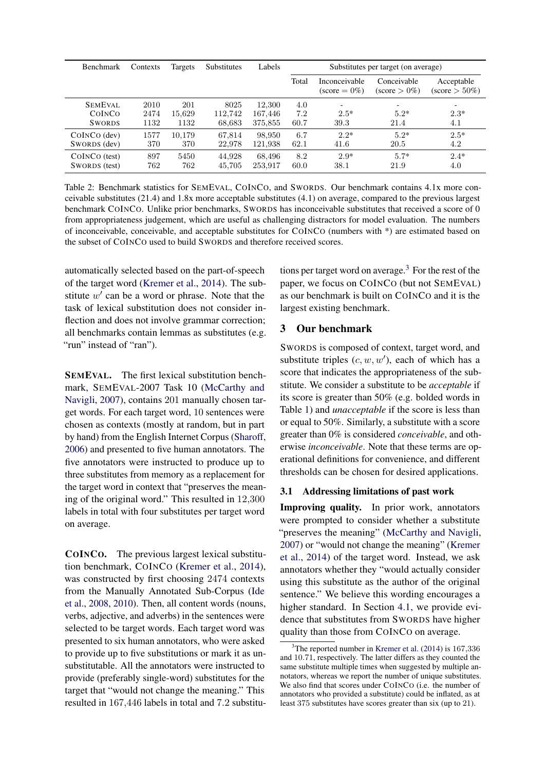| Benchmark | Contexts | Targets | Substitutes | Labels | Substitutes per target (on average) | | | |
|---|---|---|---|---|---|---|---|---|
| | | | | | Total | Inconceivable (score = 0%) | Conceivable (score > 0%) | Acceptable (score > 50%) |
| SEMEVAL | 2010 | 201 | 8025 | 12,300 | 4.0 | - | - | - |
| COINCO | 2474 | 15,629 | 112,742 | 167,446 | 7.2 | 2.5* | 5.2* | 2.3* |
| SWORDS | 1132 | 1132 | 68,683 | 375,855 | 60.7 | 39.3 | 21.4 | 4.1 |
| COINCO (dev) | 1577 | 10,179 | 67,814 | 98,950 | 6.7 | 2.2* | 5.2* | 2.5* |
| SWORDS (dev) | 370 | 370 | 22,978 | 121,938 | 62.1 | 41.6 | 20.5 | 4.2 |
| COINCO (test) | 897 | 5450 | 44,928 | 68,496 | 8.2 | 2.9* | 5.7* | 2.4* |
| SWORDS (test) | 762 | 762 | 45,705 | 253,917 | 60.0 | 38.1 | 21.9 | 4.0 |

Table 2: Benchmark statistics for SEMEVAL, COINCO, and SWORDS. Our benchmark contains 4.1x more conceivable substitutes (21.4) and 1.8x more acceptable substitutes (4.1) on average, compared to the previous largest benchmark COINCO. Unlike prior benchmarks, SWORDS has inconceivable substitutes that received a score of 0 from appropriateness judgement, which are useful as challenging distractors for model evaluation. The numbers of inconceivable, conceivable, and acceptable substitutes for COINCO (numbers with *) are estimated based on the subset of COINCO used to build SWORDS and therefore received scores.

automatically selected based on the part-of-speech of the target word (Kremer et al., 2014). The substitute $w'$ can be a word or phrase. Note that the task of lexical substitution does not consider inflection and does not involve grammar correction; all benchmarks contain lemmas as substitutes (e.g. "run" instead of "ran").

**SEMEVAL.** The first lexical substitution benchmark, SEMEVAL-2007 Task 10 (McCarthy and Navigli, 2007), contains 201 manually chosen target words. For each target word, 10 sentences were chosen as contexts (mostly at random, but in part by hand) from the English Internet Corpus (Sharoff, 2006) and presented to five human annotators. The five annotators were instructed to produce up to three substitutes from memory as a replacement for the target word in context that "preserves the meaning of the original word." This resulted in 12,300 labels in total with four substitutes per target word on average.

**COINCO.** The previous largest lexical substitution benchmark, COINCO (Kremer et al., 2014), was constructed by first choosing 2474 contexts from the Manually Annotated Sub-Corpus (Ide et al., 2008, 2010). Then, all content words (nouns, verbs, adjective, and adverbs) in the sentences were selected to be target words. Each target word was presented to six human annotators, who were asked to provide up to five substitutions or mark it as unsubstitutable. All the annotators were instructed to provide (preferably single-word) substitutes for the target that "would not change the meaning." This resulted in 167,446 labels in total and 7.2 substitutions per target word on average.[3] For the rest of the paper, we focus on COINCO (but not SEMEVAL) as our benchmark is built on COINCO and it is the largest existing benchmark.

## 3 Our benchmark

SWORDS is composed of context, target word, and substitute triples $(c, w, w')$, each of which has a score that indicates the appropriateness of the substitute. We consider a substitute to be *acceptable* if its score is greater than 50% (e.g. bolded words in Table 1) and *unacceptable* if the score is less than or equal to 50%. Similarly, a substitute with a score greater than 0% is considered *conceivable*, and otherwise *inconceivable*. Note that these terms are operational definitions for convenience, and different thresholds can be chosen for desired applications.

### 3.1 Addressing limitations of past work

**Improving quality.** In prior work, annotators were prompted to consider whether a substitute "preserves the meaning" (McCarthy and Navigli, 2007) or "would not change the meaning" (Kremer et al., 2014) of the target word. Instead, we ask annotators whether they "would actually consider using this substitute as the author of the original sentence." We believe this wording encourages a higher standard. In Section 4.1, we provide evidence that substitutes from SWORDS have higher quality than those from COINCO on average.

[3] The reported number in Kremer et al. (2014) is 167,336 and 10.71, respectively. The latter differs as they counted the same substitute multiple times when suggested by multiple annotators, whereas we report the number of unique substitutes. We also find that scores under COINCO (i.e. the number of annotators who provided a substitute) could be inflated, as at least 375 substitutes have scores greater than six (up to 21).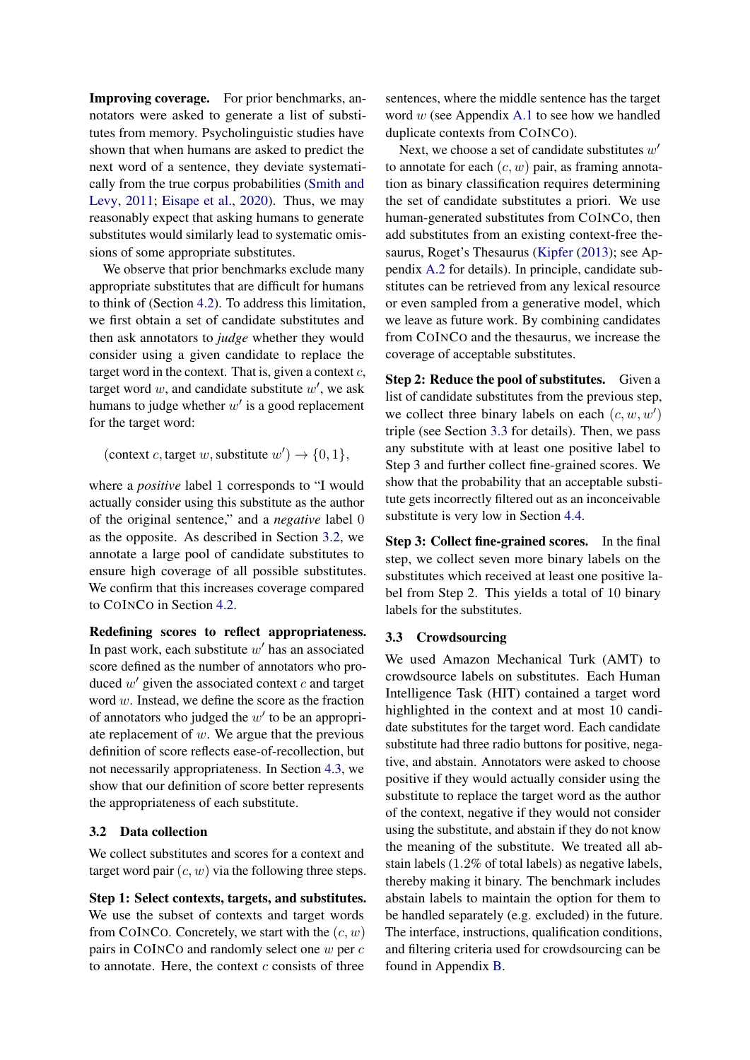**Improving coverage.** For prior benchmarks, annotators were asked to generate a list of substitutes from memory. Psycholinguistic studies have shown that when humans are asked to predict the next word of a sentence, they deviate systematically from the true corpus probabilities (Smith and Levy, 2011; Eisape et al., 2020). Thus, we may reasonably expect that asking humans to generate substitutes would similarly lead to systematic omissions of some appropriate substitutes.

We observe that prior benchmarks exclude many appropriate substitutes that are difficult for humans to think of (Section 4.2). To address this limitation, we first obtain a set of candidate substitutes and then ask annotators to *judge* whether they would consider using a given candidate to replace the target word in the context. That is, given a context $c$, target word $w$, and candidate substitute $w'$, we ask humans to judge whether $w'$ is a good replacement for the target word:

$$(\text{context } c, \text{target } w, \text{substitute } w') \rightarrow \{0, 1\},$$

where a *positive* label 1 corresponds to "I would actually consider using this substitute as the author of the original sentence," and a *negative* label 0 as the opposite. As described in Section 3.2, we annotate a large pool of candidate substitutes to ensure high coverage of all possible substitutes. We confirm that this increases coverage compared to CoInCo in Section 4.2.

**Redefining scores to reflect appropriateness.** In past work, each substitute $w'$ has an associated score defined as the number of annotators who produced $w'$ given the associated context $c$ and target word $w$. Instead, we define the score as the fraction of annotators who judged the $w'$ to be an appropriate replacement of $w$. We argue that the previous definition of score reflects ease-of-recollection, but not necessarily appropriateness. In Section 4.3, we show that our definition of score better represents the appropriateness of each substitute.

### 3.2 Data collection

We collect substitutes and scores for a context and target word pair $(c, w)$ via the following three steps.

**Step 1: Select contexts, targets, and substitutes.** We use the subset of contexts and target words from CoInCo. Concretely, we start with the $(c, w)$ pairs in CoInCo and randomly select one $w$ per $c$ to annotate. Here, the context $c$ consists of three sentences, where the middle sentence has the target word $w$ (see Appendix A.1 to see how we handled duplicate contexts from CoInCo).

Next, we choose a set of candidate substitutes $w'$ to annotate for each $(c, w)$ pair, as framing annotation as binary classification requires determining the set of candidate substitutes a priori. We use human-generated substitutes from CoInCo, then add substitutes from an existing context-free thesaurus, Roget's Thesaurus (Kipfer (2013); see Appendix A.2 for details). In principle, candidate substitutes can be retrieved from any lexical resource or even sampled from a generative model, which we leave as future work. By combining candidates from CoInCo and the thesaurus, we increase the coverage of acceptable substitutes.

**Step 2: Reduce the pool of substitutes.** Given a list of candidate substitutes from the previous step, we collect three binary labels on each $(c, w, w')$ triple (see Section 3.3 for details). Then, we pass any substitute with at least one positive label to Step 3 and further collect fine-grained scores. We show that the probability that an acceptable substitute gets incorrectly filtered out as an inconceivable substitute is very low in Section 4.4.

**Step 3: Collect fine-grained scores.** In the final step, we collect seven more binary labels on the substitutes which received at least one positive label from Step 2. This yields a total of 10 binary labels for the substitutes.

### 3.3 Crowdsourcing

We used Amazon Mechanical Turk (AMT) to crowdsource labels on substitutes. Each Human Intelligence Task (HIT) contained a target word highlighted in the context and at most 10 candidate substitutes for the target word. Each candidate substitute had three radio buttons for positive, negative, and abstain. Annotators were asked to choose positive if they would actually consider using the substitute to replace the target word as the author of the context, negative if they would not consider using the substitute, and abstain if they do not know the meaning of the substitute. We treated all abstain labels (1.2% of total labels) as negative labels, thereby making it binary. The benchmark includes abstain labels to maintain the option for them to be handled separately (e.g. excluded) in the future. The interface, instructions, qualification conditions, and filtering criteria used for crowdsourcing can be found in Appendix B.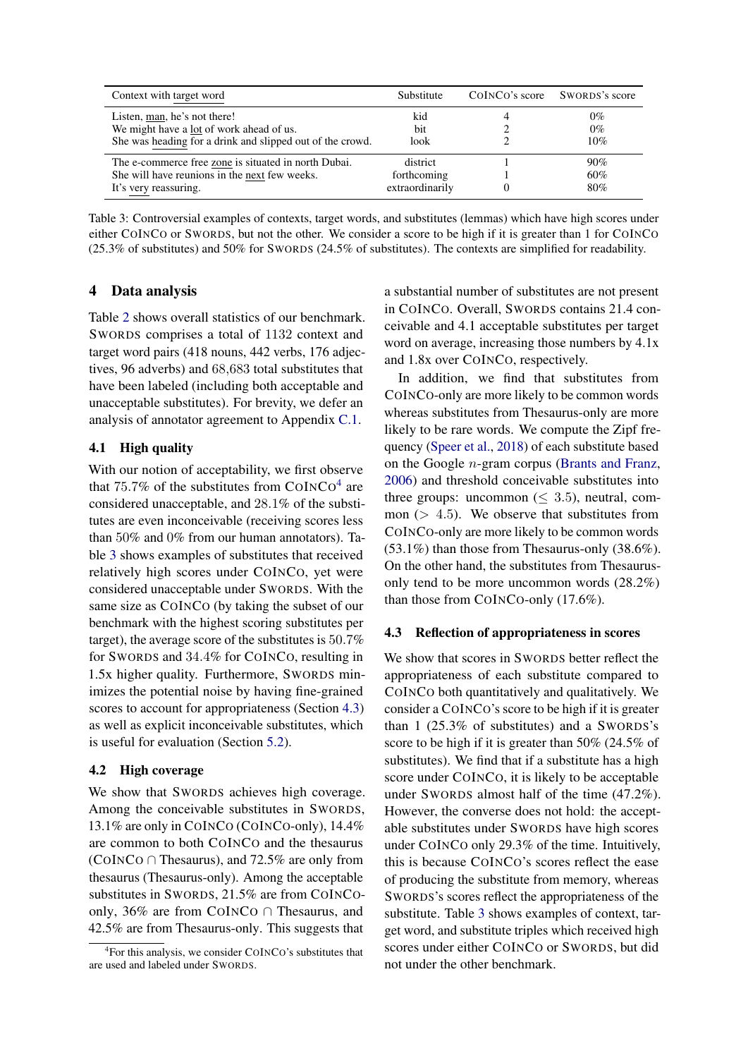| Context with target word | Substitute | CoInCo's score | Swords's score |
|---|---|---|---|
| Listen, man, he's not there! | kid | 4 | 0% |
| We might have a lot of work ahead of us. | bit | 2 | 0% |
| She was heading for a drink and slipped out of the crowd. | look | 2 | 10% |
| The e-commerce free zone is situated in north Dubai. | district | 1 | 90% |
| She will have reunions in the next few weeks. | forthcoming | 1 | 60% |
| It's very reassuring. | extraordinarily | 0 | 80% |

Table 3: Controversial examples of contexts, target words, and substitutes (lemmas) which have high scores under either CoInCo or Swords, but not the other. We consider a score to be high if it is greater than 1 for CoInCo (25.3% of substitutes) and 50% for Swords (24.5% of substitutes). The contexts are simplified for readability.

## 4 Data analysis

Table 2 shows overall statistics of our benchmark. Swords comprises a total of 1132 context and target word pairs (418 nouns, 442 verbs, 176 adjectives, 96 adverbs) and 68,683 total substitutes that have been labeled (including both acceptable and unacceptable substitutes). For brevity, we defer an analysis of annotator agreement to Appendix C.1.

### 4.1 High quality

With our notion of acceptability, we first observe that 75.7% of the substitutes from CoInCo[4] are considered unacceptable, and 28.1% of the substitutes are even inconceivable (receiving scores less than 50% and 0% from our human annotators). Table 3 shows examples of substitutes that received relatively high scores under CoInCo, yet were considered unacceptable under Swords. With the same size as CoInCo (by taking the subset of our benchmark with the highest scoring substitutes per target), the average score of the substitutes is 50.7% for Swords and 34.4% for CoInCo, resulting in 1.5x higher quality. Furthermore, Swords minimizes the potential noise by having fine-grained scores to account for appropriateness (Section 4.3) as well as explicit inconceivable substitutes, which is useful for evaluation (Section 5.2).

### 4.2 High coverage

We show that Swords achieves high coverage. Among the conceivable substitutes in Swords, 13.1% are only in CoInCo (CoInCo-only), 14.4% are common to both CoInCo and the thesaurus (CoInCo $\cap$ Thesaurus), and 72.5% are only from thesaurus (Thesaurus-only). Among the acceptable substitutes in Swords, 21.5% are from CoInCo-only, 36% are from CoInCo $\cap$ Thesaurus, and 42.5% are from Thesaurus-only. This suggests that a substantial number of substitutes are not present in CoInCo. Overall, Swords contains 21.4 conceivable and 4.1 acceptable substitutes per target word on average, increasing those numbers by 4.1x and 1.8x over CoInCo, respectively.

In addition, we find that substitutes from CoInCo-only are more likely to be common words whereas substitutes from Thesaurus-only are more likely to be rare words. We compute the Zipf frequency (Speer et al., 2018) of each substitute based on the Google $n$-gram corpus (Brants and Franz, 2006) and threshold conceivable substitutes into three groups: uncommon ($\leq 3.5$), neutral, common ($> 4.5$). We observe that substitutes from CoInCo-only are more likely to be common words (53.1%) than those from Thesaurus-only (38.6%). On the other hand, the substitutes from Thesaurus-only tend to be more uncommon words (28.2%) than those from CoInCo-only (17.6%).

### 4.3 Reflection of appropriateness in scores

We show that scores in Swords better reflect the appropriateness of each substitute compared to CoInCo both quantitatively and qualitatively. We consider a CoInCo's score to be high if it is greater than 1 (25.3% of substitutes) and a Swords's score to be high if it is greater than 50% (24.5% of substitutes). We find that if a substitute has a high score under CoInCo, it is likely to be acceptable under Swords almost half of the time (47.2%). However, the converse does not hold: the acceptable substitutes under Swords have high scores under CoInCo only 29.3% of the time. Intuitively, this is because CoInCo's scores reflect the ease of producing the substitute from memory, whereas Swords's scores reflect the appropriateness of the substitute. Table 3 shows examples of context, target word, and substitute triples which received high scores under either CoInCo or Swords, but did not under the other benchmark.

[4] For this analysis, we consider CoInCo's substitutes that are used and labeled under Swords.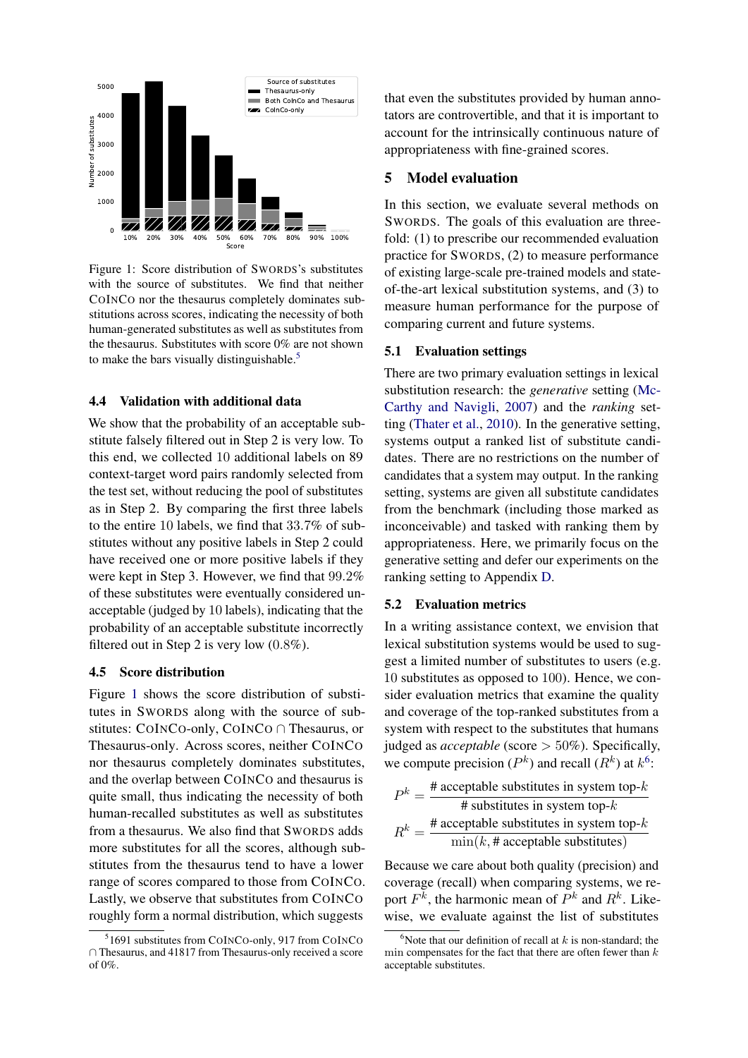Figure 1: Score distribution of SWORDS's substitutes with the source of substitutes. We find that neither CoINCo nor the thesaurus completely dominates substitutions across scores, indicating the necessity of both human-generated substitutes as well as substitutes from the thesaurus. Substitutes with score 0% are not shown to make the bars visually distinguishable.[5]

### 4.4 Validation with additional data

We show that the probability of an acceptable substitute falsely filtered out in Step 2 is very low. To this end, we collected 10 additional labels on 89 context-target word pairs randomly selected from the test set, without reducing the pool of substitutes as in Step 2. By comparing the first three labels to the entire 10 labels, we find that 33.7% of substitutes without any positive labels in Step 2 could have received one or more positive labels if they were kept in Step 3. However, we find that 99.2% of these substitutes were eventually considered unacceptable (judged by 10 labels), indicating that the probability of an acceptable substitute incorrectly filtered out in Step 2 is very low (0.8%).

### 4.5 Score distribution

Figure 1 shows the score distribution of substitutes in SWORDS along with the source of substitutes: CoINCo-only, CoINCo ∩ Thesaurus, or Thesaurus-only. Across scores, neither CoINCo nor thesaurus completely dominates substitutes, and the overlap between CoINCo and thesaurus is quite small, thus indicating the necessity of both human-recalled substitutes as well as substitutes from a thesaurus. We also find that SWORDS adds more substitutes for all the scores, although substitutes from the thesaurus tend to have a lower range of scores compared to those from CoINCo. Lastly, we observe that substitutes from CoINCo roughly form a normal distribution, which suggests that even the substitutes provided by human annotators are controvertible, and that it is important to account for the intrinsically continuous nature of appropriateness with fine-grained scores.

## 5 Model evaluation

In this section, we evaluate several methods on SWORDS. The goals of this evaluation are threefold: (1) to prescribe our recommended evaluation practice for SWORDS, (2) to measure performance of existing large-scale pre-trained models and state-of-the-art lexical substitution systems, and (3) to measure human performance for the purpose of comparing current and future systems.

### 5.1 Evaluation settings

There are two primary evaluation settings in lexical substitution research: the *generative* setting (McCarthy and Navigli, 2007) and the *ranking* setting (Thater et al., 2010). In the generative setting, systems output a ranked list of substitute candidates. There are no restrictions on the number of candidates that a system may output. In the ranking setting, systems are given all substitute candidates from the benchmark (including those marked as inconceivable) and tasked with ranking them by appropriateness. Here, we primarily focus on the generative setting and defer our experiments on the ranking setting to Appendix D.

### 5.2 Evaluation metrics

In a writing assistance context, we envision that lexical substitution systems would be used to suggest a limited number of substitutes to users (e.g. 10 substitutes as opposed to 100). Hence, we consider evaluation metrics that examine the quality and coverage of the top-ranked substitutes from a system with respect to the substitutes that humans judged as *acceptable* (score $> 50\%$). Specifically, we compute precision ($P^k$) and recall ($R^k$) at $k$[6]:

$$P^k = \frac{\text{\# acceptable substitutes in system top-}k}{\text{\# substitutes in system top-}k}$$

$$R^k = \frac{\text{\# acceptable substitutes in system top-}k}{\min(k, \text{\# acceptable substitutes})}$$

Because we care about both quality (precision) and coverage (recall) when comparing systems, we report $F^k$, the harmonic mean of $P^k$ and $R^k$. Likewise, we evaluate against the list of substitutes

[5] 1691 substitutes from CoINCo-only, 917 from CoINCo ∩ Thesaurus, and 41817 from Thesaurus-only received a score of 0%.

[6] Note that our definition of recall at $k$ is non-standard; the min compensates for the fact that there are often fewer than $k$ acceptable substitutes.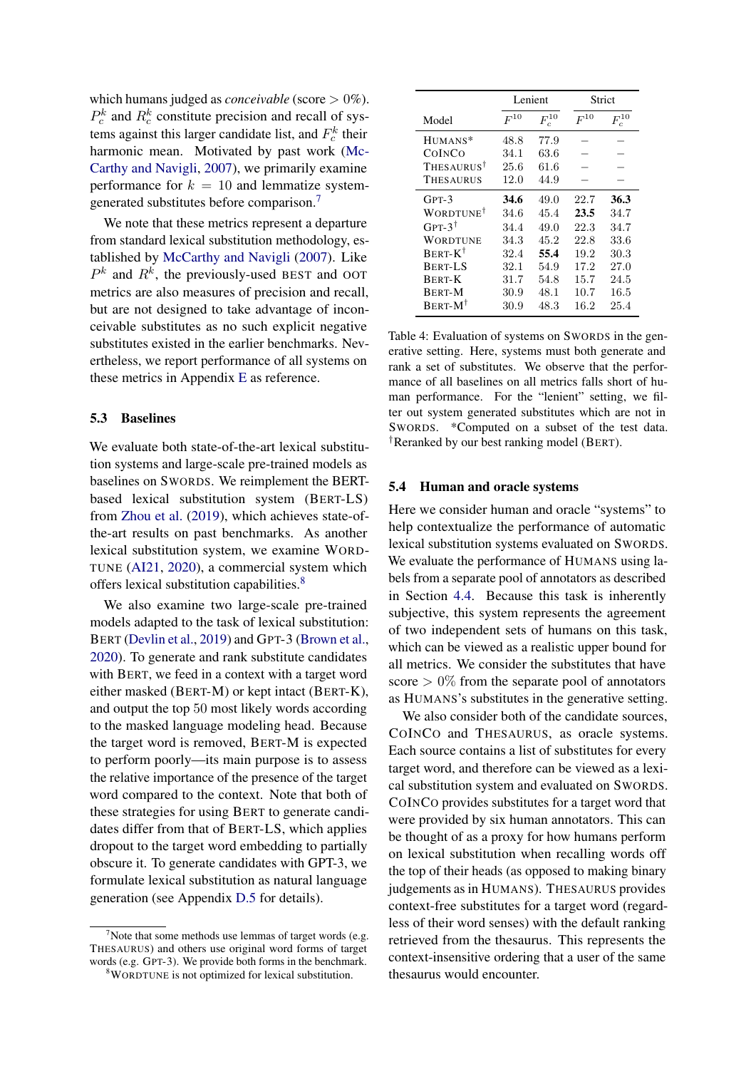which humans judged as *conceivable* (score > 0%). $P_c^k$ and $R_c^k$ constitute precision and recall of systems against this larger candidate list, and $F_c^k$ their harmonic mean. Motivated by past work (McCarthy and Navigli, 2007), we primarily examine performance for $k = 10$ and lemmatize system-generated substitutes before comparison.[7]

We note that these metrics represent a departure from standard lexical substitution methodology, established by McCarthy and Navigli (2007). Like $P^k$ and $R^k$, the previously-used BEST and OOT metrics are also measures of precision and recall, but are not designed to take advantage of inconceivable substitutes as no such explicit negative substitutes existed in the earlier benchmarks. Nevertheless, we report performance of all systems on these metrics in Appendix E as reference.

### 5.3 Baselines

We evaluate both state-of-the-art lexical substitution systems and large-scale pre-trained models as baselines on SWORDS. We reimplement the BERT-based lexical substitution system (BERT-LS) from Zhou et al. (2019), which achieves state-of-the-art results on past benchmarks. As another lexical substitution system, we examine WORDTUNE (AI21, 2020), a commercial system which offers lexical substitution capabilities.[8]

We also examine two large-scale pre-trained models adapted to the task of lexical substitution: BERT (Devlin et al., 2019) and GPT-3 (Brown et al., 2020). To generate and rank substitute candidates with BERT, we feed in a context with a target word either masked (BERT-M) or kept intact (BERT-K), and output the top 50 most likely words according to the masked language modeling head. Because the target word is removed, BERT-M is expected to perform poorly—its main purpose is to assess the relative importance of the presence of the target word compared to the context. Note that both of these strategies for using BERT to generate candidates differ from that of BERT-LS, which applies dropout to the target word embedding to partially obscure it. To generate candidates with GPT-3, we formulate lexical substitution as natural language generation (see Appendix D.5 for details).

[7] Note that some methods use lemmas of target words (e.g. THESAURUS) and others use original word forms of target words (e.g. GPT-3). We provide both forms in the benchmark.

[8] WORDTUNE is not optimized for lexical substitution.

| Model | Lenient $F^{10}$ | Lenient $F_c^{10}$ | Strict $F^{10}$ | Strict $F_c^{10}$ |
|---|---|---|---|---|
| HUMANS* | 48.8 | 77.9 | – | – |
| COINCO | 34.1 | 63.6 | – | – |
| THESAURUS† | 25.6 | 61.6 | – | – |
| THESAURUS | 12.0 | 44.9 | – | – |
| GPT-3 | **34.6** | 49.0 | 22.7 | **36.3** |
| WORDTUNE† | 34.6 | 45.4 | **23.5** | 34.7 |
| GPT-3† | 34.4 | 49.0 | 22.3 | 34.7 |
| WORDTUNE | 34.3 | 45.2 | 22.8 | 33.6 |
| BERT-K† | 32.4 | **55.4** | 19.2 | 30.3 |
| BERT-LS | 32.1 | 54.9 | 17.2 | 27.0 |
| BERT-K | 31.7 | 54.8 | 15.7 | 24.5 |
| BERT-M | 30.9 | 48.1 | 10.7 | 16.5 |
| BERT-M† | 30.9 | 48.3 | 16.2 | 25.4 |

Table 4: Evaluation of systems on SWORDS in the generative setting. Here, systems must both generate and rank a set of substitutes. We observe that the performance of all baselines on all metrics falls short of human performance. For the "lenient" setting, we filter out system generated substitutes which are not in SWORDS. *Computed on a subset of the test data. †Reranked by our best ranking model (BERT).

### 5.4 Human and oracle systems

Here we consider human and oracle "systems" to help contextualize the performance of automatic lexical substitution systems evaluated on SWORDS. We evaluate the performance of HUMANS using labels from a separate pool of annotators as described in Section 4.4. Because this task is inherently subjective, this system represents the agreement of two independent sets of humans on this task, which can be viewed as a realistic upper bound for all metrics. We consider the substitutes that have score > 0% from the separate pool of annotators as HUMANS's substitutes in the generative setting.

We also consider both of the candidate sources, COINCO and THESAURUS, as oracle systems. Each source contains a list of substitutes for every target word, and therefore can be viewed as a lexical substitution system and evaluated on SWORDS. COINCO provides substitutes for a target word that were provided by six human annotators. This can be thought of as a proxy for how humans perform on lexical substitution when recalling words off the top of their heads (as opposed to making binary judgements as in HUMANS). THESAURUS provides context-free substitutes for a target word (regardless of their word senses) with the default ranking retrieved from the thesaurus. This represents the context-insensitive ordering that a user of the same thesaurus would encounter.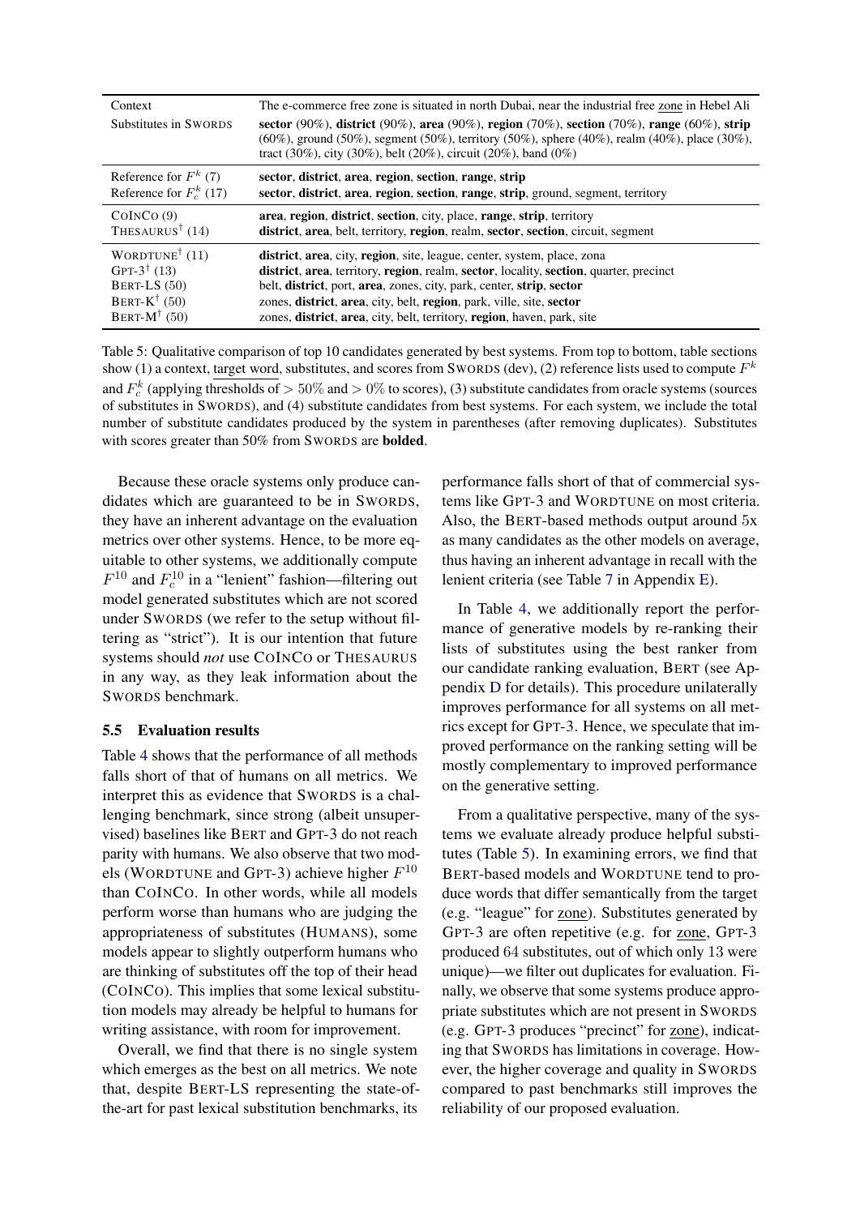| Context | The e-commerce free zone is situated in north Dubai, near the industrial free zone in Hebel Ali |
|---|---|
| Substitutes in SWORDS | **sector** (90%), **district** (90%), **area** (90%), **region** (70%), **section** (70%), **range** (60%), **strip** (60%), ground (50%), segment (50%), territory (50%), sphere (40%), realm (40%), place (30%), tract (30%), city (30%), belt (20%), circuit (20%), band (0%) |
| Reference for $F^k$ (7) | **sector**, **district**, **area**, **region**, **section**, **range**, **strip** |
| Reference for $F_c^k$ (17) | **sector**, **district**, **area**, **region**, **section**, **range**, **strip**, ground, segment, territory |
| COINCO (9) | **area**, **region**, **district**, **section**, city, place, **range**, **strip**, territory |
| THESAURUS[†] (14) | **district**, **area**, belt, territory, **region**, realm, **sector**, **section**, circuit, segment |
| WORDTUNE[†] (11) | **district**, **area**, city, **region**, site, league, center, system, place, zona |
| GPT-3[†] (13) | **district**, **area**, territory, **region**, realm, **sector**, locality, **section**, quarter, precinct |
| BERT-LS (50) | belt, **district**, port, **area**, zones, city, park, center, **strip**, **sector** |
| BERT-K[†] (50) | zones, **district**, **area**, city, belt, **region**, park, ville, site, **sector** |
| BERT-M[†] (50) | zones, **district**, **area**, city, belt, territory, **region**, haven, park, site |

Table 5: Qualitative comparison of top 10 candidates generated by best systems. From top to bottom, table sections show (1) a context, target word, substitutes, and scores from SWORDS (dev), (2) reference lists used to compute $F^k$ and $F_c^k$ (applying thresholds of $> 50\%$ and $> 0\%$ to scores), (3) substitute candidates from oracle systems (sources of substitutes in SWORDS), and (4) substitute candidates from best systems. For each system, we include the total number of substitute candidates produced by the system in parentheses (after removing duplicates). Substitutes with scores greater than 50% from SWORDS are **bolded**.

Because these oracle systems only produce candidates which are guaranteed to be in SWORDS, they have an inherent advantage on the evaluation metrics over other systems. Hence, to be more equitable to other systems, we additionally compute $F^{10}$ and $F_c^{10}$ in a "lenient" fashion—filtering out model generated substitutes which are not scored under SWORDS (we refer to the setup without filtering as "strict"). It is our intention that future systems should *not* use COINCO or THESAURUS in any way, as they leak information about the SWORDS benchmark.

### 5.5 Evaluation results

Table 4 shows that the performance of all methods falls short of that of humans on all metrics. We interpret this as evidence that SWORDS is a challenging benchmark, since strong (albeit unsupervised) baselines like BERT and GPT-3 do not reach parity with humans. We also observe that two models (WORDTUNE and GPT-3) achieve higher $F^{10}$ than COINCO. In other words, while all models perform worse than humans who are judging the appropriateness of substitutes (HUMANS), some models appear to slightly outperform humans who are thinking of substitutes off the top of their head (COINCO). This implies that some lexical substitution models may already be helpful to humans for writing assistance, with room for improvement.

Overall, we find that there is no single system which emerges as the best on all metrics. We note that, despite BERT-LS representing the state-of-the-art for past lexical substitution benchmarks, its performance falls short of that of commercial systems like GPT-3 and WORDTUNE on most criteria. Also, the BERT-based methods output around 5x as many candidates as the other models on average, thus having an inherent advantage in recall with the lenient criteria (see Table 7 in Appendix E).

In Table 4, we additionally report the performance of generative models by re-ranking their lists of substitutes using the best ranker from our candidate ranking evaluation, BERT (see Appendix D for details). This procedure unilaterally improves performance for all systems on all metrics except for GPT-3. Hence, we speculate that improved performance on the ranking setting will be mostly complementary to improved performance on the generative setting.

From a qualitative perspective, many of the systems we evaluate already produce helpful substitutes (Table 5). In examining errors, we find that BERT-based models and WORDTUNE tend to produce words that differ semantically from the target (e.g. "league" for zone). Substitutes generated by GPT-3 are often repetitive (e.g. for zone, GPT-3 produced 64 substitutes, out of which only 13 were unique)—we filter out duplicates for evaluation. Finally, we observe that some systems produce appropriate substitutes which are not present in SWORDS (e.g. GPT-3 produces "precinct" for zone), indicating that SWORDS has limitations in coverage. However, the higher coverage and quality in SWORDS compared to past benchmarks still improves the reliability of our proposed evaluation.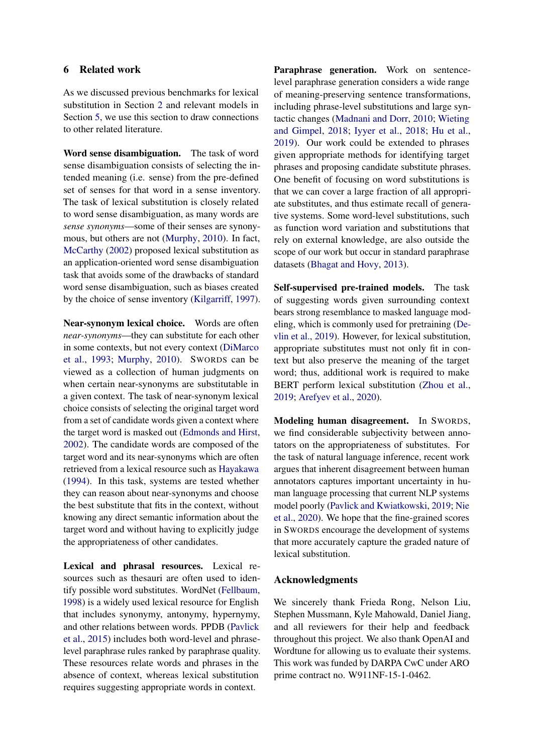## 6 Related work

As we discussed previous benchmarks for lexical substitution in Section 2 and relevant models in Section 5, we use this section to draw connections to other related literature.

**Word sense disambiguation.** The task of word sense disambiguation consists of selecting the intended meaning (i.e. sense) from the pre-defined set of senses for that word in a sense inventory. The task of lexical substitution is closely related to word sense disambiguation, as many words are *sense synonyms*—some of their senses are synonymous, but others are not (Murphy, 2010). In fact, McCarthy (2002) proposed lexical substitution as an application-oriented word sense disambiguation task that avoids some of the drawbacks of standard word sense disambiguation, such as biases created by the choice of sense inventory (Kilgarriff, 1997).

**Near-synonym lexical choice.** Words are often *near-synonyms*—they can substitute for each other in some contexts, but not every context (DiMarco et al., 1993; Murphy, 2010). SWORDS can be viewed as a collection of human judgments on when certain near-synonyms are substitutable in a given context. The task of near-synonym lexical choice consists of selecting the original target word from a set of candidate words given a context where the target word is masked out (Edmonds and Hirst, 2002). The candidate words are composed of the target word and its near-synonyms which are often retrieved from a lexical resource such as Hayakawa (1994). In this task, systems are tested whether they can reason about near-synonyms and choose the best substitute that fits in the context, without knowing any direct semantic information about the target word and without having to explicitly judge the appropriateness of other candidates.

**Lexical and phrasal resources.** Lexical resources such as thesauri are often used to identify possible word substitutes. WordNet (Fellbaum, 1998) is a widely used lexical resource for English that includes synonymy, antonymy, hypernymy, and other relations between words. PPDB (Pavlick et al., 2015) includes both word-level and phrase-level paraphrase rules ranked by paraphrase quality. These resources relate words and phrases in the absence of context, whereas lexical substitution requires suggesting appropriate words in context.

**Paraphrase generation.** Work on sentence-level paraphrase generation considers a wide range of meaning-preserving sentence transformations, including phrase-level substitutions and large syntactic changes (Madnani and Dorr, 2010; Wieting and Gimpel, 2018; Iyyer et al., 2018; Hu et al., 2019). Our work could be extended to phrases given appropriate methods for identifying target phrases and proposing candidate substitute phrases. One benefit of focusing on word substitutions is that we can cover a large fraction of all appropriate substitutes, and thus estimate recall of generative systems. Some word-level substitutions, such as function word variation and substitutions that rely on external knowledge, are also outside the scope of our work but occur in standard paraphrase datasets (Bhagat and Hovy, 2013).

**Self-supervised pre-trained models.** The task of suggesting words given surrounding context bears strong resemblance to masked language modeling, which is commonly used for pretraining (Devlin et al., 2019). However, for lexical substitution, appropriate substitutes must not only fit in context but also preserve the meaning of the target word; thus, additional work is required to make BERT perform lexical substitution (Zhou et al., 2019; Arefyev et al., 2020).

**Modeling human disagreement.** In SWORDS, we find considerable subjectivity between annotators on the appropriateness of substitutes. For the task of natural language inference, recent work argues that inherent disagreement between human annotators captures important uncertainty in human language processing that current NLP systems model poorly (Pavlick and Kwiatkowski, 2019; Nie et al., 2020). We hope that the fine-grained scores in SWORDS encourage the development of systems that more accurately capture the graded nature of lexical substitution.

## Acknowledgments

We sincerely thank Frieda Rong, Nelson Liu, Stephen Mussmann, Kyle Mahowald, Daniel Jiang, and all reviewers for their help and feedback throughout this project. We also thank OpenAI and Wordtune for allowing us to evaluate their systems. This work was funded by DARPA CwC under ARO prime contract no. W911NF-15-1-0462.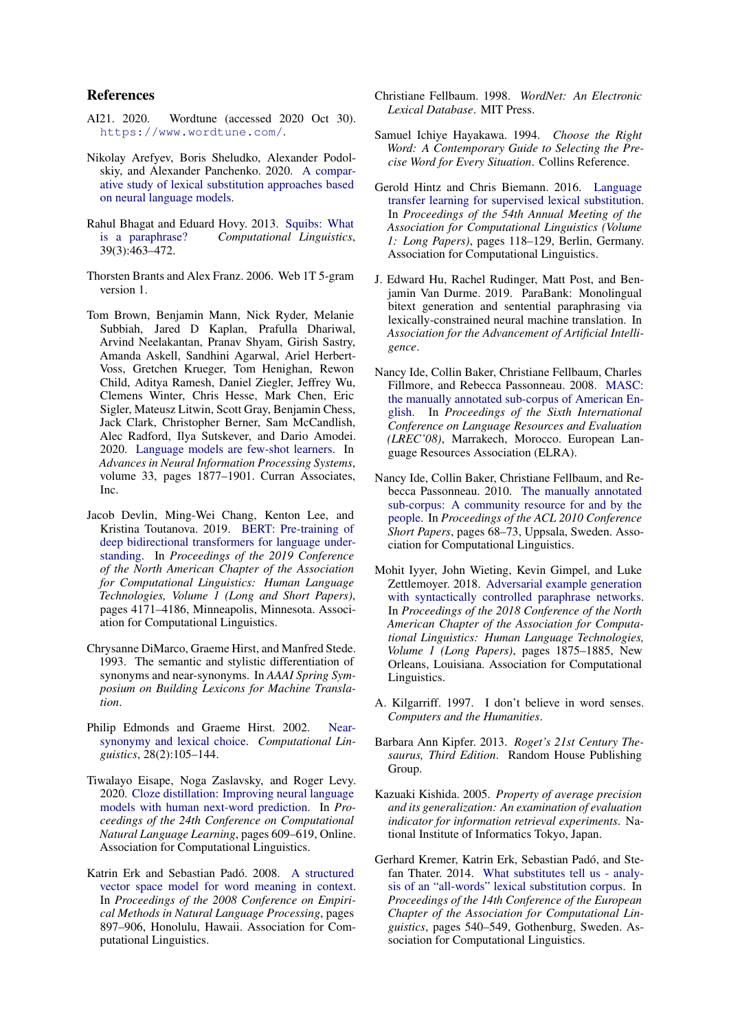## References

AI21. 2020. Wordtune (accessed 2020 Oct 30). https://www.wordtune.com/.

Nikolay Arefyev, Boris Sheludko, Alexander Podolskiy, and Alexander Panchenko. 2020. A comparative study of lexical substitution approaches based on neural language models.

Rahul Bhagat and Eduard Hovy. 2013. Squibs: What is a paraphrase? *Computational Linguistics*, 39(3):463–472.

Thorsten Brants and Alex Franz. 2006. Web 1T 5-gram version 1.

Tom Brown, Benjamin Mann, Nick Ryder, Melanie Subbiah, Jared D Kaplan, Prafulla Dhariwal, Arvind Neelakantan, Pranav Shyam, Girish Sastry, Amanda Askell, Sandhini Agarwal, Ariel Herbert-Voss, Gretchen Krueger, Tom Henighan, Rewon Child, Aditya Ramesh, Daniel Ziegler, Jeffrey Wu, Clemens Winter, Chris Hesse, Mark Chen, Eric Sigler, Mateusz Litwin, Scott Gray, Benjamin Chess, Jack Clark, Christopher Berner, Sam McCandlish, Alec Radford, Ilya Sutskever, and Dario Amodei. 2020. Language models are few-shot learners. In *Advances in Neural Information Processing Systems*, volume 33, pages 1877–1901. Curran Associates, Inc.

Jacob Devlin, Ming-Wei Chang, Kenton Lee, and Kristina Toutanova. 2019. BERT: Pre-training of deep bidirectional transformers for language understanding. In *Proceedings of the 2019 Conference of the North American Chapter of the Association for Computational Linguistics: Human Language Technologies, Volume 1 (Long and Short Papers)*, pages 4171–4186, Minneapolis, Minnesota. Association for Computational Linguistics.

Chrysanne DiMarco, Graeme Hirst, and Manfred Stede. 1993. The semantic and stylistic differentiation of synonyms and near-synonyms. In *AAAI Spring Symposium on Building Lexicons for Machine Translation*.

Philip Edmonds and Graeme Hirst. 2002. Near-synonymy and lexical choice. *Computational Linguistics*, 28(2):105–144.

Tiwalayo Eisape, Noga Zaslavsky, and Roger Levy. 2020. Cloze distillation: Improving neural language models with human next-word prediction. In *Proceedings of the 24th Conference on Computational Natural Language Learning*, pages 609–619, Online. Association for Computational Linguistics.

Katrin Erk and Sebastian Padó. 2008. A structured vector space model for word meaning in context. In *Proceedings of the 2008 Conference on Empirical Methods in Natural Language Processing*, pages 897–906, Honolulu, Hawaii. Association for Computational Linguistics.

Christiane Fellbaum. 1998. *WordNet: An Electronic Lexical Database*. MIT Press.

Samuel Ichiye Hayakawa. 1994. *Choose the Right Word: A Contemporary Guide to Selecting the Precise Word for Every Situation*. Collins Reference.

Gerold Hintz and Chris Biemann. 2016. Language transfer learning for supervised lexical substitution. In *Proceedings of the 54th Annual Meeting of the Association for Computational Linguistics (Volume 1: Long Papers)*, pages 118–129, Berlin, Germany. Association for Computational Linguistics.

J. Edward Hu, Rachel Rudinger, Matt Post, and Benjamin Van Durme. 2019. ParaBank: Monolingual bitext generation and sentential paraphrasing via lexically-constrained neural machine translation. In *Association for the Advancement of Artificial Intelligence*.

Nancy Ide, Collin Baker, Christiane Fellbaum, Charles Fillmore, and Rebecca Passonneau. 2008. MASC: the manually annotated sub-corpus of American English. In *Proceedings of the Sixth International Conference on Language Resources and Evaluation (LREC'08)*, Marrakech, Morocco. European Language Resources Association (ELRA).

Nancy Ide, Collin Baker, Christiane Fellbaum, and Rebecca Passonneau. 2010. The manually annotated sub-corpus: A community resource for and by the people. In *Proceedings of the ACL 2010 Conference Short Papers*, pages 68–73, Uppsala, Sweden. Association for Computational Linguistics.

Mohit Iyyer, John Wieting, Kevin Gimpel, and Luke Zettlemoyer. 2018. Adversarial example generation with syntactically controlled paraphrase networks. In *Proceedings of the 2018 Conference of the North American Chapter of the Association for Computational Linguistics: Human Language Technologies, Volume 1 (Long Papers)*, pages 1875–1885, New Orleans, Louisiana. Association for Computational Linguistics.

A. Kilgarriff. 1997. I don't believe in word senses. *Computers and the Humanities*.

Barbara Ann Kipfer. 2013. *Roget's 21st Century Thesaurus, Third Edition*. Random House Publishing Group.

Kazuaki Kishida. 2005. *Property of average precision and its generalization: An examination of evaluation indicator for information retrieval experiments*. National Institute of Informatics Tokyo, Japan.

Gerhard Kremer, Katrin Erk, Sebastian Padó, and Stefan Thater. 2014. What substitutes tell us - analysis of an "all-words" lexical substitution corpus. In *Proceedings of the 14th Conference of the European Chapter of the Association for Computational Linguistics*, pages 540–549, Gothenburg, Sweden. Association for Computational Linguistics.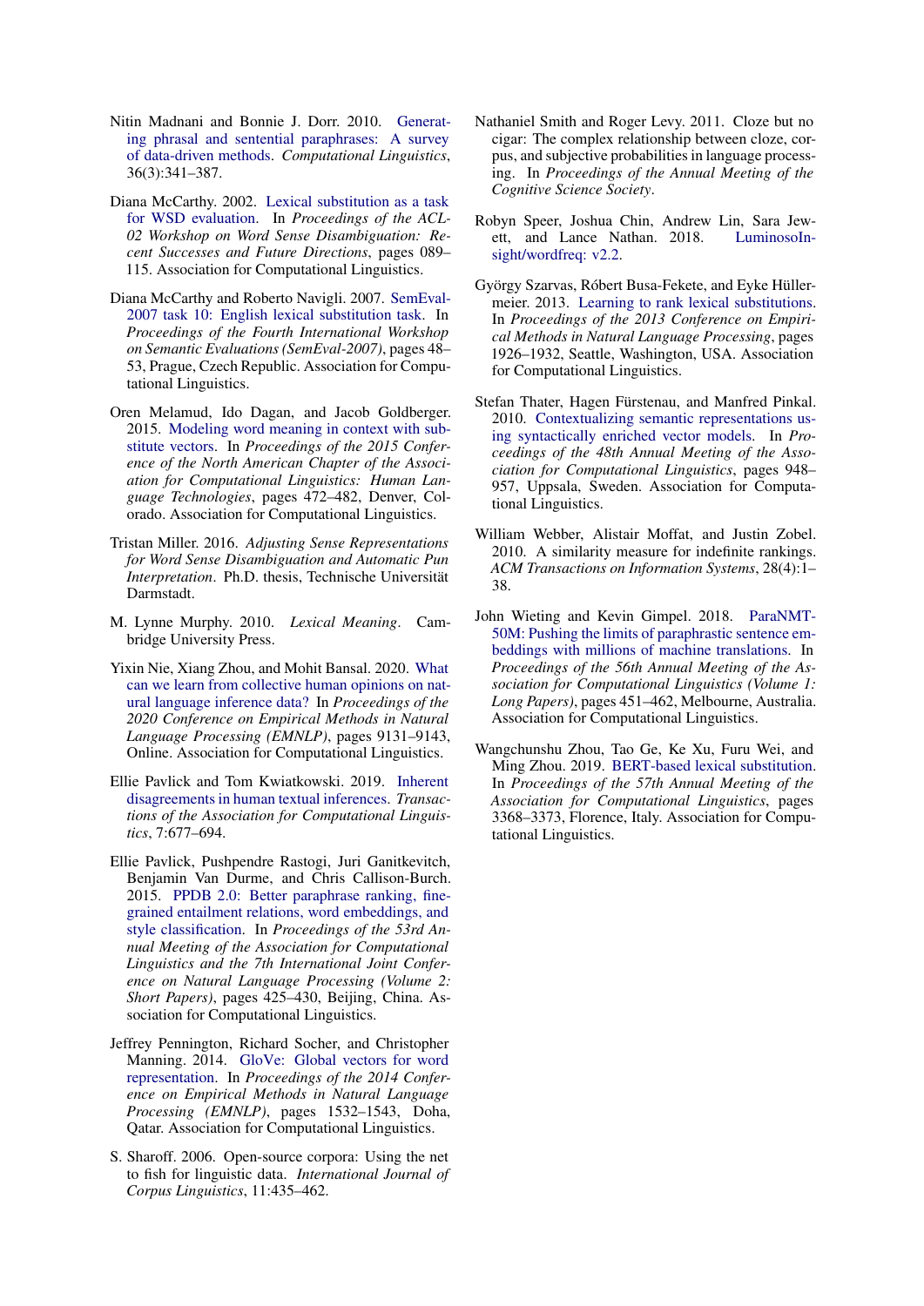Nitin Madnani and Bonnie J. Dorr. 2010. Generating phrasal and sentential paraphrases: A survey of data-driven methods. *Computational Linguistics*, 36(3):341–387.

Diana McCarthy. 2002. Lexical substitution as a task for WSD evaluation. In *Proceedings of the ACL-02 Workshop on Word Sense Disambiguation: Recent Successes and Future Directions*, pages 089–115. Association for Computational Linguistics.

Diana McCarthy and Roberto Navigli. 2007. SemEval-2007 task 10: English lexical substitution task. In *Proceedings of the Fourth International Workshop on Semantic Evaluations (SemEval-2007)*, pages 48–53, Prague, Czech Republic. Association for Computational Linguistics.

Oren Melamud, Ido Dagan, and Jacob Goldberger. 2015. Modeling word meaning in context with substitute vectors. In *Proceedings of the 2015 Conference of the North American Chapter of the Association for Computational Linguistics: Human Language Technologies*, pages 472–482, Denver, Colorado. Association for Computational Linguistics.

Tristan Miller. 2016. *Adjusting Sense Representations for Word Sense Disambiguation and Automatic Pun Interpretation*. Ph.D. thesis, Technische Universität Darmstadt.

M. Lynne Murphy. 2010. *Lexical Meaning*. Cambridge University Press.

Yixin Nie, Xiang Zhou, and Mohit Bansal. 2020. What can we learn from collective human opinions on natural language inference data? In *Proceedings of the 2020 Conference on Empirical Methods in Natural Language Processing (EMNLP)*, pages 9131–9143, Online. Association for Computational Linguistics.

Ellie Pavlick and Tom Kwiatkowski. 2019. Inherent disagreements in human textual inferences. *Transactions of the Association for Computational Linguistics*, 7:677–694.

Ellie Pavlick, Pushpendre Rastogi, Juri Ganitkevitch, Benjamin Van Durme, and Chris Callison-Burch. 2015. PPDB 2.0: Better paraphrase ranking, fine-grained entailment relations, word embeddings, and style classification. In *Proceedings of the 53rd Annual Meeting of the Association for Computational Linguistics and the 7th International Joint Conference on Natural Language Processing (Volume 2: Short Papers)*, pages 425–430, Beijing, China. Association for Computational Linguistics.

Jeffrey Pennington, Richard Socher, and Christopher Manning. 2014. GloVe: Global vectors for word representation. In *Proceedings of the 2014 Conference on Empirical Methods in Natural Language Processing (EMNLP)*, pages 1532–1543, Doha, Qatar. Association for Computational Linguistics.

S. Sharoff. 2006. Open-source corpora: Using the net to fish for linguistic data. *International Journal of Corpus Linguistics*, 11:435–462.

Nathaniel Smith and Roger Levy. 2011. Cloze but no cigar: The complex relationship between cloze, corpus, and subjective probabilities in language processing. In *Proceedings of the Annual Meeting of the Cognitive Science Society*.

Robyn Speer, Joshua Chin, Andrew Lin, Sara Jewett, and Lance Nathan. 2018. LuminosoInsight/wordfreq: v2.2.

György Szarvas, Róbert Busa-Fekete, and Eyke Hüllermeier. 2013. Learning to rank lexical substitutions. In *Proceedings of the 2013 Conference on Empirical Methods in Natural Language Processing*, pages 1926–1932, Seattle, Washington, USA. Association for Computational Linguistics.

Stefan Thater, Hagen Fürstenau, and Manfred Pinkal. 2010. Contextualizing semantic representations using syntactically enriched vector models. In *Proceedings of the 48th Annual Meeting of the Association for Computational Linguistics*, pages 948–957, Uppsala, Sweden. Association for Computational Linguistics.

William Webber, Alistair Moffat, and Justin Zobel. 2010. A similarity measure for indefinite rankings. *ACM Transactions on Information Systems*, 28(4):1–38.

John Wieting and Kevin Gimpel. 2018. ParaNMT-50M: Pushing the limits of paraphrastic sentence embeddings with millions of machine translations. In *Proceedings of the 56th Annual Meeting of the Association for Computational Linguistics (Volume 1: Long Papers)*, pages 451–462, Melbourne, Australia. Association for Computational Linguistics.

Wangchunshu Zhou, Tao Ge, Ke Xu, Furu Wei, and Ming Zhou. 2019. BERT-based lexical substitution. In *Proceedings of the 57th Annual Meeting of the Association for Computational Linguistics*, pages 3368–3373, Florence, Italy. Association for Computational Linguistics.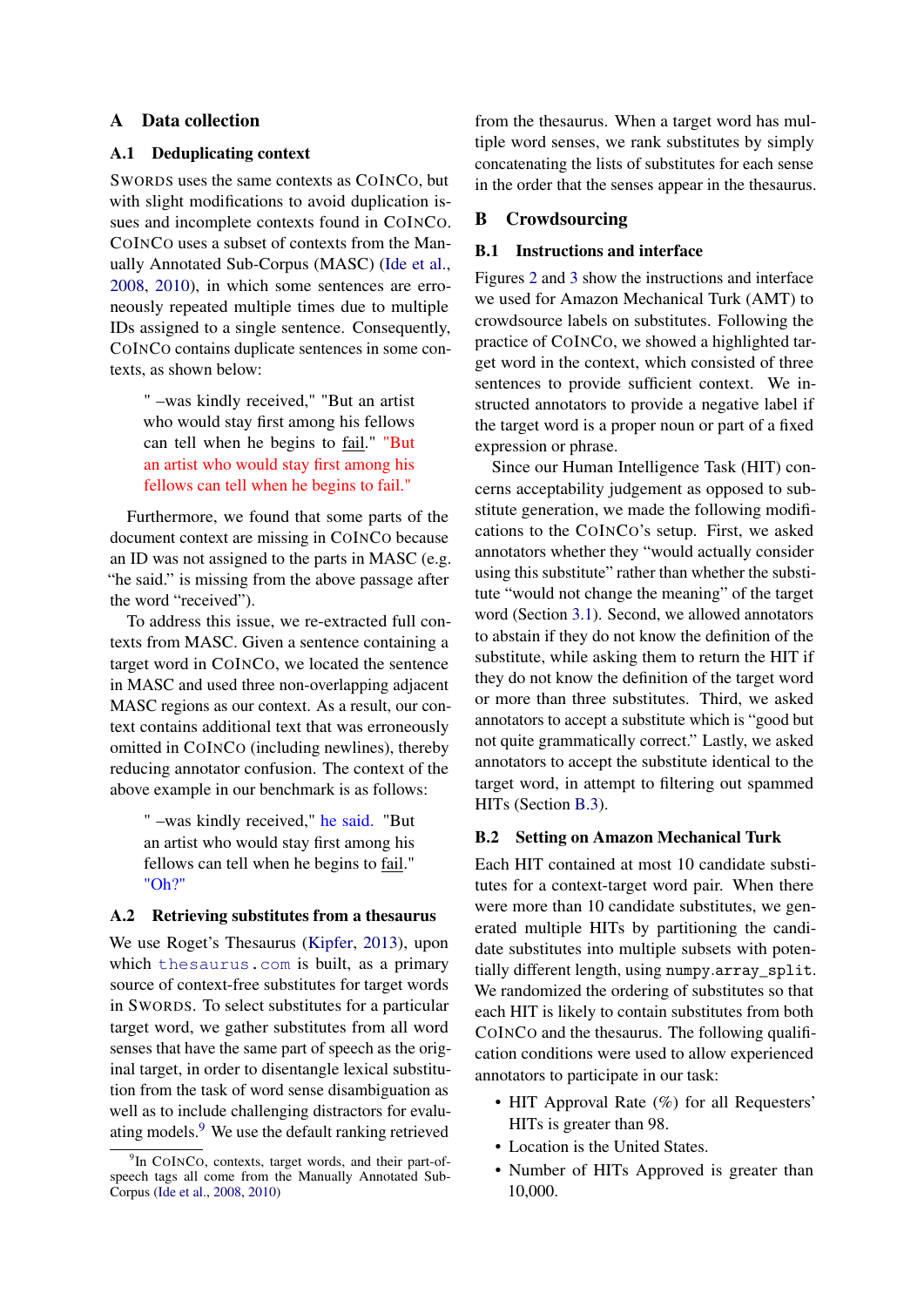# A Data collection

## A.1 Deduplicating context

SWORDS uses the same contexts as CoInCo, but with slight modifications to avoid duplication issues and incomplete contexts found in CoInCo. CoInCo uses a subset of contexts from the Manually Annotated Sub-Corpus (MASC) (Ide et al., 2008, 2010), in which some sentences are erroneously repeated multiple times due to multiple IDs assigned to a single sentence. Consequently, CoInCo contains duplicate sentences in some contexts, as shown below:

> " –was kindly received," "But an artist who would stay first among his fellows can tell when he begins to fail." "But an artist who would stay first among his fellows can tell when he begins to fail."

Furthermore, we found that some parts of the document context are missing in CoInCo because an ID was not assigned to the parts in MASC (e.g. "he said." is missing from the above passage after the word "received").

To address this issue, we re-extracted full contexts from MASC. Given a sentence containing a target word in CoInCo, we located the sentence in MASC and used three non-overlapping adjacent MASC regions as our context. As a result, our context contains additional text that was erroneously omitted in CoInCo (including newlines), thereby reducing annotator confusion. The context of the above example in our benchmark is as follows:

> " –was kindly received," he said. "But an artist who would stay first among his fellows can tell when he begins to fail." "Oh?"

## A.2 Retrieving substitutes from a thesaurus

We use Roget's Thesaurus (Kipfer, 2013), upon which thesaurus.com is built, as a primary source of context-free substitutes for target words in SWORDS. To select substitutes for a particular target word, we gather substitutes from all word senses that have the same part of speech as the original target, in order to disentangle lexical substitution from the task of word sense disambiguation as well as to include challenging distractors for evaluating models.[9] We use the default ranking retrieved from the thesaurus. When a target word has multiple word senses, we rank substitutes by simply concatenating the lists of substitutes for each sense in the order that the senses appear in the thesaurus.

# B Crowdsourcing

## B.1 Instructions and interface

Figures 2 and 3 show the instructions and interface we used for Amazon Mechanical Turk (AMT) to crowdsource labels on substitutes. Following the practice of CoInCo, we showed a highlighted target word in the context, which consisted of three sentences to provide sufficient context. We instructed annotators to provide a negative label if the target word is a proper noun or part of a fixed expression or phrase.

Since our Human Intelligence Task (HIT) concerns acceptability judgement as opposed to substitute generation, we made the following modifications to the CoInCo's setup. First, we asked annotators whether they "would actually consider using this substitute" rather than whether the substitute "would not change the meaning" of the target word (Section 3.1). Second, we allowed annotators to abstain if they do not know the definition of the substitute, while asking them to return the HIT if they do not know the definition of the target word or more than three substitutes. Third, we asked annotators to accept a substitute which is "good but not quite grammatically correct." Lastly, we asked annotators to accept the substitute identical to the target word, in attempt to filtering out spammed HITs (Section B.3).

## B.2 Setting on Amazon Mechanical Turk

Each HIT contained at most 10 candidate substitutes for a context-target word pair. When there were more than 10 candidate substitutes, we generated multiple HITs by partitioning the candidate substitutes into multiple subsets with potentially different length, using `numpy.array_split`. We randomized the ordering of substitutes so that each HIT is likely to contain substitutes from both CoInCo and the thesaurus. The following qualification conditions were used to allow experienced annotators to participate in our task:

- HIT Approval Rate (%) for all Requesters' HITs is greater than 98.
- Location is the United States.
- Number of HITs Approved is greater than 10,000.

[9] In CoInCo, contexts, target words, and their part-of-speech tags all come from the Manually Annotated Sub-Corpus (Ide et al., 2008, 2010)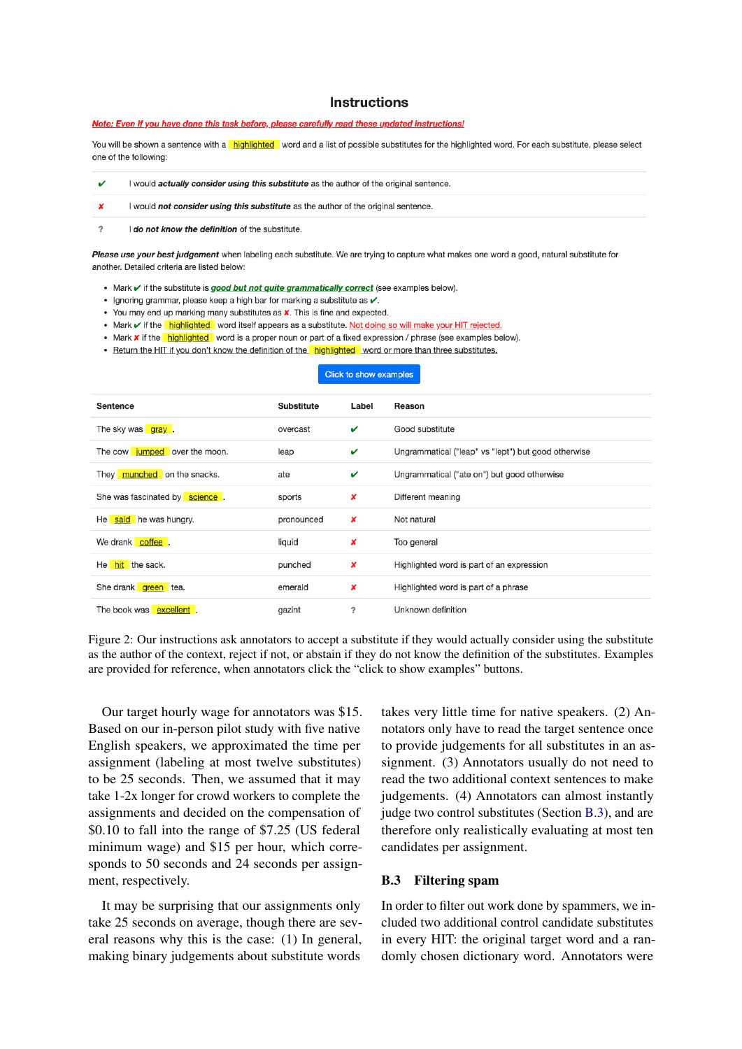## Instructions

Note: Even if you have done this task before, please carefully read these updated instructions!

You will be shown a sentence with a highlighted word and a list of possible substitutes for the highlighted word. For each substitute, please select one of the following:

| | |
|---|---|
| ✔ | I would ***actually consider using this substitute*** as the author of the original sentence. |
| ✘ | I would ***not consider using this substitute*** as the author of the original sentence. |
| ? | I ***do not know the definition*** of the substitute. |

***Please use your best judgement*** when labeling each substitute. We are trying to capture what makes one word a good, natural substitute for another. Detailed criteria are listed below:

- Mark ✔ if the substitute is ***good but not quite grammatically correct*** (see examples below).
- Ignoring grammar, please keep a high bar for marking a substitute as ✔.
- You may end up marking many substitutes as ✘. This is fine and expected.
- Mark ✔ if the highlighted word itself appears as a substitute. Not doing so will make your HIT rejected.
- Mark ✘ if the highlighted word is a proper noun or part of a fixed expression / phrase (see examples below).
- Return the HIT if you don't know the definition of the highlighted word or more than three substitutes.

Click to show examples

| Sentence | Substitute | Label | Reason |
|---|---|---|---|
| The sky was gray. | overcast | ✔ | Good substitute |
| The cow jumped over the moon. | leap | ✔ | Ungrammatical ("leap" vs "lept") but good otherwise |
| They munched on the snacks. | ate | ✔ | Ungrammatical ("ate on") but good otherwise |
| She was fascinated by science. | sports | ✘ | Different meaning |
| He said he was hungry. | pronounced | ✘ | Not natural |
| We drank coffee. | liquid | ✘ | Too general |
| He hit the sack. | punched | ✘ | Highlighted word is part of an expression |
| She drank green tea. | emerald | ✘ | Highlighted word is part of a phrase |
| The book was excellent. | gazint | ? | Unknown definition |

Figure 2: Our instructions ask annotators to accept a substitute if they would actually consider using the substitute as the author of the context, reject if not, or abstain if they do not know the definition of the substitutes. Examples are provided for reference, when annotators click the "click to show examples" buttons.

Our target hourly wage for annotators was $15. Based on our in-person pilot study with five native English speakers, we approximated the time per assignment (labeling at most twelve substitutes) to be 25 seconds. Then, we assumed that it may take 1-2x longer for crowd workers to complete the assignments and decided on the compensation of $0.10 to fall into the range of $7.25 (US federal minimum wage) and $15 per hour, which corresponds to 50 seconds and 24 seconds per assignment, respectively.

It may be surprising that our assignments only take 25 seconds on average, though there are several reasons why this is the case: (1) In general, making binary judgements about substitute words takes very little time for native speakers. (2) Annotators only have to read the target sentence once to provide judgements for all substitutes in an assignment. (3) Annotators usually do not need to read the two additional context sentences to make judgements. (4) Annotators can almost instantly judge two control substitutes (Section B.3), and are therefore only realistically evaluating at most ten candidates per assignment.

### B.3 Filtering spam

In order to filter out work done by spammers, we included two additional control candidate substitutes in every HIT: the original target word and a randomly chosen dictionary word. Annotators were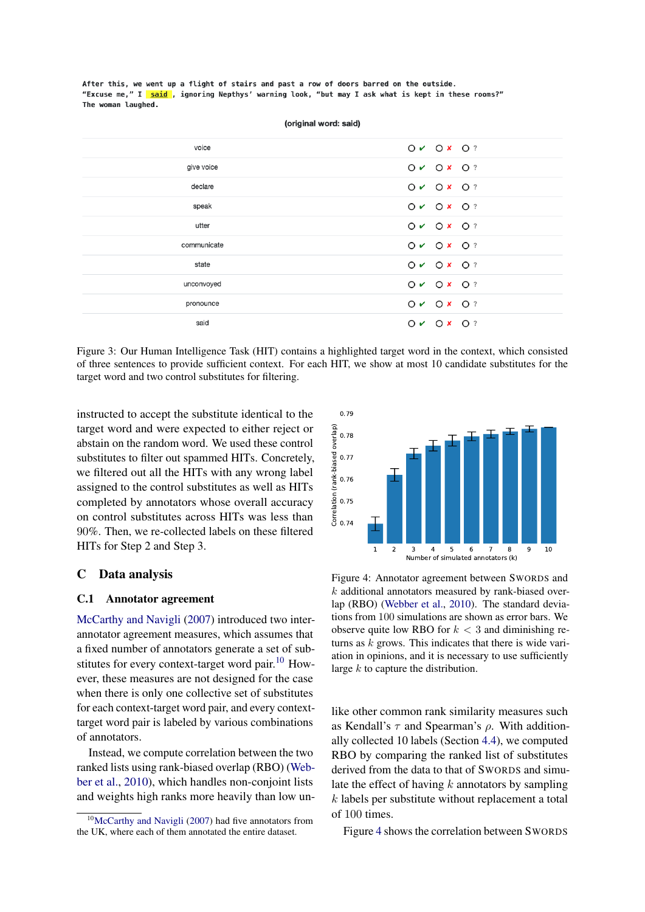After this, we went up a flight of stairs and past a row of doors barred on the outside. “Excuse me,” I **said**, ignoring Nepthys’ warning look, “but may I ask what is kept in these rooms?” The woman laughed.

**(original word: said)**

| | | | |
|---|---|---|---|
| voice | O ✔ | O ✘ | O ? |
| give voice | O ✔ | O ✘ | O ? |
| declare | O ✔ | O ✘ | O ? |
| speak | O ✔ | O ✘ | O ? |
| utter | O ✔ | O ✘ | O ? |
| communicate | O ✔ | O ✘ | O ? |
| state | O ✔ | O ✘ | O ? |
| unconvoyed | O ✔ | O ✘ | O ? |
| pronounce | O ✔ | O ✘ | O ? |
| said | O ✔ | O ✘ | O ? |

Figure 3: Our Human Intelligence Task (HIT) contains a highlighted target word in the context, which consisted of three sentences to provide sufficient context. For each HIT, we show at most 10 candidate substitutes for the target word and two control substitutes for filtering.

instructed to accept the substitute identical to the target word and were expected to either reject or abstain on the random word. We used these control substitutes to filter out spammed HITs. Concretely, we filtered out all the HITs with any wrong label assigned to the control substitutes as well as HITs completed by annotators whose overall accuracy on control substitutes across HITs was less than 90%. Then, we re-collected labels on these filtered HITs for Step 2 and Step 3.

## C Data analysis

### C.1 Annotator agreement

McCarthy and Navigli (2007) introduced two inter-annotator agreement measures, which assumes that a fixed number of annotators generate a set of substitutes for every context-target word pair.[10] However, these measures are not designed for the case when there is only one collective set of substitutes for each context-target word pair, and every context-target word pair is labeled by various combinations of annotators.

Instead, we compute correlation between the two ranked lists using rank-biased overlap (RBO) (Webber et al., 2010), which handles non-conjoint lists and weights high ranks more heavily than low unlike other common rank similarity measures such as Kendall’s $\tau$ and Spearman’s $\rho$. With additionally collected 10 labels (Section 4.4), we computed RBO by comparing the ranked list of substitutes derived from the data to that of SWORDS and simulate the effect of having $k$ annotators by sampling $k$ labels per substitute without replacement a total of 100 times.

Figure 4 shows the correlation between SWORDS

Figure 4: Annotator agreement between SWORDS and $k$ additional annotators measured by rank-biased overlap (RBO) (Webber et al., 2010). The standard deviations from 100 simulations are shown as error bars. We observe quite low RBO for $k < 3$ and diminishing returns as $k$ grows. This indicates that there is wide variation in opinions, and it is necessary to use sufficiently large $k$ to capture the distribution.

[10] McCarthy and Navigli (2007) had five annotators from the UK, where each of them annotated the entire dataset.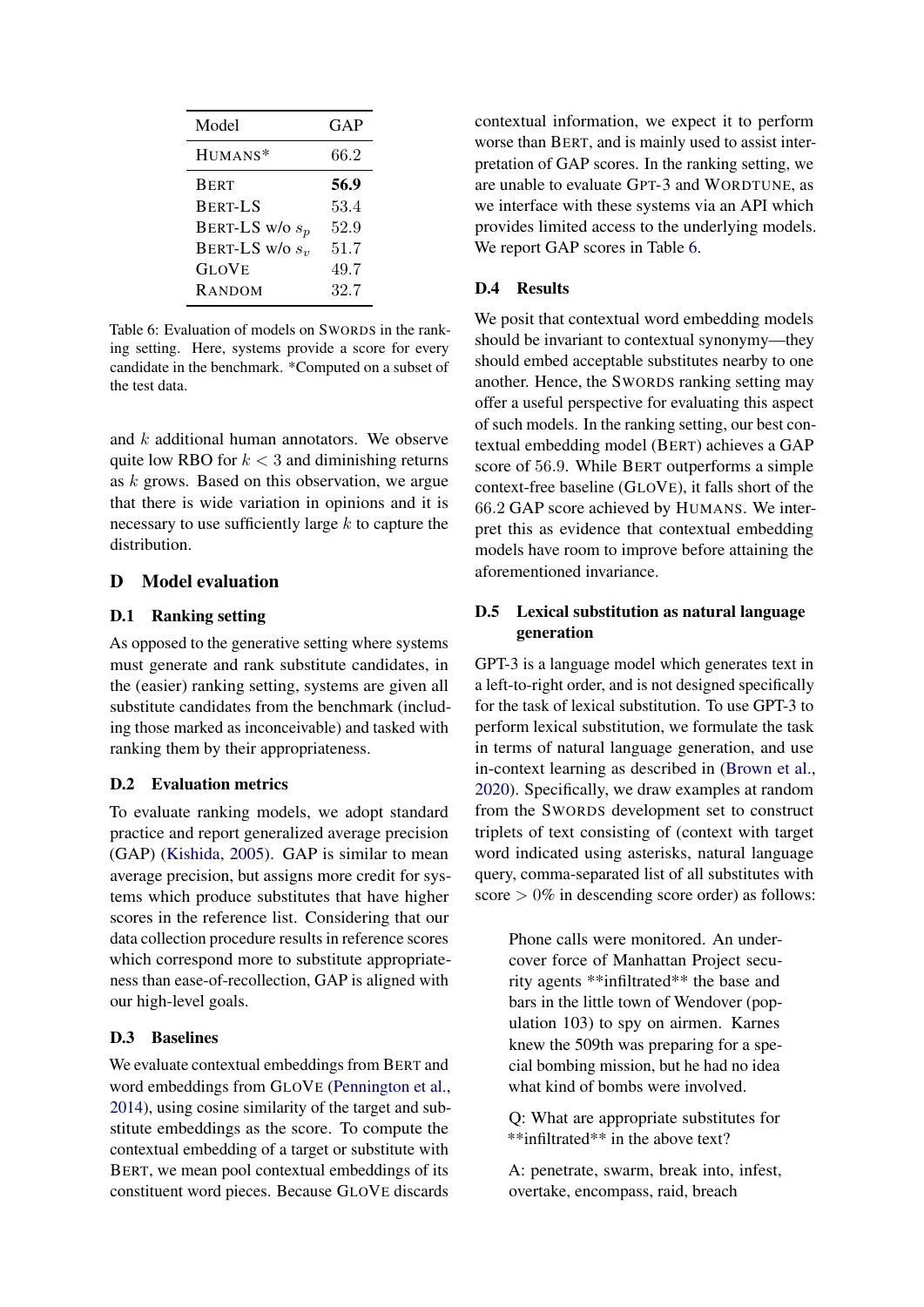| Model | GAP |
| --- | --- |
| HUMANS* | 66.2 |
| BERT | **56.9** |
| BERT-LS | 53.4 |
| BERT-LS w/o $s_p$ | 52.9 |
| BERT-LS w/o $s_v$ | 51.7 |
| GLOVE | 49.7 |
| RANDOM | 32.7 |

Table 6: Evaluation of models on SWORDS in the ranking setting. Here, systems provide a score for every candidate in the benchmark. *Computed on a subset of the test data.

and $k$ additional human annotators. We observe quite low RBO for $k < 3$ and diminishing returns as $k$ grows. Based on this observation, we argue that there is wide variation in opinions and it is necessary to use sufficiently large $k$ to capture the distribution.

## D Model evaluation

### D.1 Ranking setting

As opposed to the generative setting where systems must generate and rank substitute candidates, in the (easier) ranking setting, systems are given all substitute candidates from the benchmark (including those marked as inconceivable) and tasked with ranking them by their appropriateness.

### D.2 Evaluation metrics

To evaluate ranking models, we adopt standard practice and report generalized average precision (GAP) (Kishida, 2005). GAP is similar to mean average precision, but assigns more credit for systems which produce substitutes that have higher scores in the reference list. Considering that our data collection procedure results in reference scores which correspond more to substitute appropriateness than ease-of-recollection, GAP is aligned with our high-level goals.

### D.3 Baselines

We evaluate contextual embeddings from BERT and word embeddings from GLOVE (Pennington et al., 2014), using cosine similarity of the target and substitute embeddings as the score. To compute the contextual embedding of a target or substitute with BERT, we mean pool contextual embeddings of its constituent word pieces. Because GLOVE discards contextual information, we expect it to perform worse than BERT, and is mainly used to assist interpretation of GAP scores. In the ranking setting, we are unable to evaluate GPT-3 and WORDTUNE, as we interface with these systems via an API which provides limited access to the underlying models. We report GAP scores in Table 6.

### D.4 Results

We posit that contextual word embedding models should be invariant to contextual synonymy—they should embed acceptable substitutes nearby to one another. Hence, the SWORDS ranking setting may offer a useful perspective for evaluating this aspect of such models. In the ranking setting, our best contextual embedding model (BERT) achieves a GAP score of 56.9. While BERT outperforms a simple context-free baseline (GLOVE), it falls short of the 66.2 GAP score achieved by HUMANS. We interpret this as evidence that contextual embedding models have room to improve before attaining the aforementioned invariance.

### D.5 Lexical substitution as natural language generation

GPT-3 is a language model which generates text in a left-to-right order, and is not designed specifically for the task of lexical substitution. To use GPT-3 to perform lexical substitution, we formulate the task in terms of natural language generation, and use in-context learning as described in (Brown et al., 2020). Specifically, we draw examples at random from the SWORDS development set to construct triplets of text consisting of (context with target word indicated using asterisks, natural language query, comma-separated list of all substitutes with score $> 0\%$ in descending score order) as follows:

> Phone calls were monitored. An undercover force of Manhattan Project security agents **infiltrated** the base and bars in the little town of Wendover (population 103) to spy on airmen. Karnes knew the 509th was preparing for a special bombing mission, but he had no idea what kind of bombs were involved.
>
> Q: What are appropriate substitutes for **infiltrated** in the above text?
>
> A: penetrate, swarm, break into, infest, overtake, encompass, raid, breach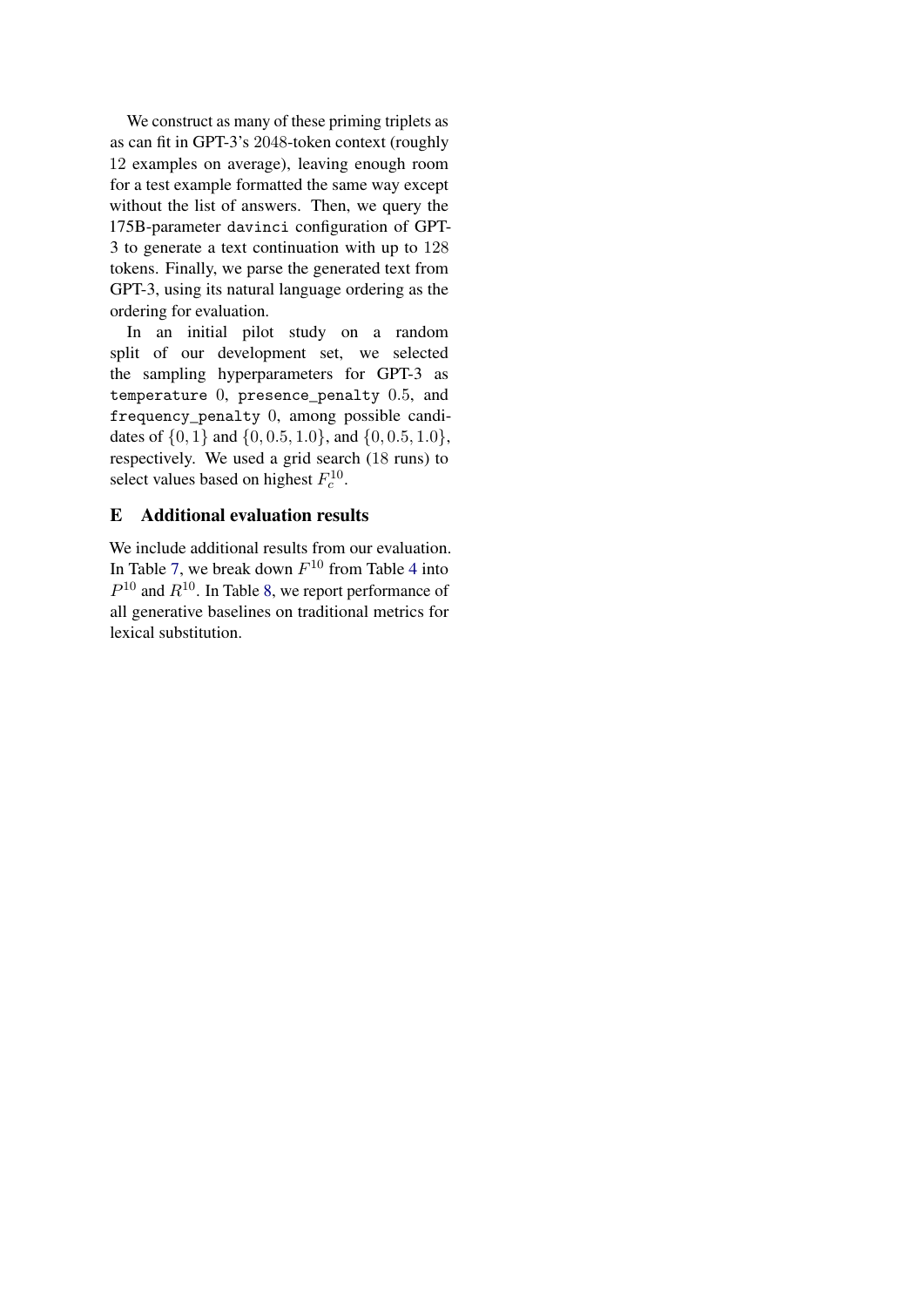We construct as many of these priming triplets as as can fit in GPT-3's $2048$-token context (roughly $12$ examples on average), leaving enough room for a test example formatted the same way except without the list of answers. Then, we query the 175B-parameter `davinci` configuration of GPT-3 to generate a text continuation with up to $128$ tokens. Finally, we parse the generated text from GPT-3, using its natural language ordering as the ordering for evaluation.

In an initial pilot study on a random split of our development set, we selected the sampling hyperparameters for GPT-3 as `temperature` $0$, `presence_penalty` $0.5$, and `frequency_penalty` $0$, among possible candidates of $\{0, 1\}$ and $\{0, 0.5, 1.0\}$, and $\{0, 0.5, 1.0\}$, respectively. We used a grid search ($18$ runs) to select values based on highest $F_c^{10}$.

## E Additional evaluation results

We include additional results from our evaluation. In Table 7, we break down $F^{10}$ from Table 4 into $P^{10}$ and $R^{10}$. In Table 8, we report performance of all generative baselines on traditional metrics for lexical substitution.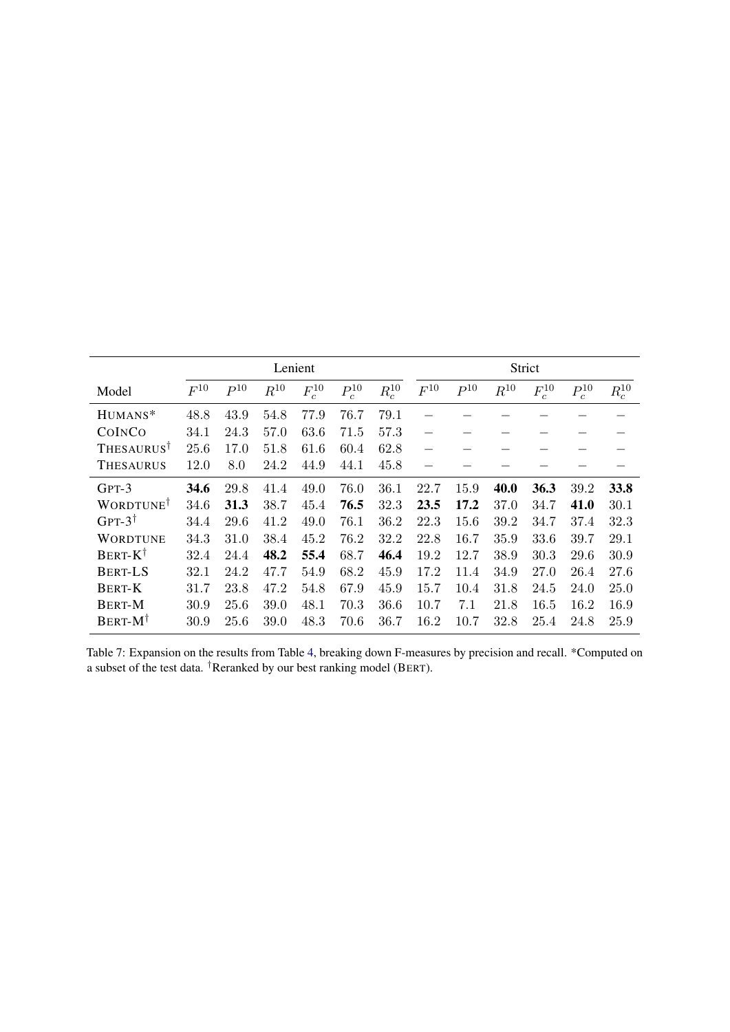| | Lenient | | | | | | Strict | | | | | |
|---|---|---|---|---|---|---|---|---|---|---|---|---|
| Model | $F^{10}$ | $P^{10}$ | $R^{10}$ | $F^{10}_c$ | $P^{10}_c$ | $R^{10}_c$ | $F^{10}$ | $P^{10}$ | $R^{10}$ | $F^{10}_c$ | $P^{10}_c$ | $R^{10}_c$ |
| HUMANS* | 48.8 | 43.9 | 54.8 | 77.9 | 76.7 | 79.1 | – | – | – | – | – | – |
| COINCO | 34.1 | 24.3 | 57.0 | 63.6 | 71.5 | 57.3 | – | – | – | – | – | – |
| THESAURUS† | 25.6 | 17.0 | 51.8 | 61.6 | 60.4 | 62.8 | – | – | – | – | – | – |
| THESAURUS | 12.0 | 8.0 | 24.2 | 44.9 | 44.1 | 45.8 | – | – | – | – | – | – |
| GPT-3 | **34.6** | 29.8 | 41.4 | 49.0 | 76.0 | 36.1 | 22.7 | 15.9 | **40.0** | **36.3** | 39.2 | **33.8** |
| WORDTUNE† | 34.6 | **31.3** | 38.7 | 45.4 | **76.5** | 32.3 | **23.5** | **17.2** | 37.0 | 34.7 | **41.0** | 30.1 |
| GPT-3† | 34.4 | 29.6 | 41.2 | 49.0 | 76.1 | 36.2 | 22.3 | 15.6 | 39.2 | 34.7 | 37.4 | 32.3 |
| WORDTUNE | 34.3 | 31.0 | 38.4 | 45.2 | 76.2 | 32.2 | 22.8 | 16.7 | 35.9 | 33.6 | 39.7 | 29.1 |
| BERT-K† | 32.4 | 24.4 | **48.2** | **55.4** | 68.7 | **46.4** | 19.2 | 12.7 | 38.9 | 30.3 | 29.6 | 30.9 |
| BERT-LS | 32.1 | 24.2 | 47.7 | 54.9 | 68.2 | 45.9 | 17.2 | 11.4 | 34.9 | 27.0 | 26.4 | 27.6 |
| BERT-K | 31.7 | 23.8 | 47.2 | 54.8 | 67.9 | 45.9 | 15.7 | 10.4 | 31.8 | 24.5 | 24.0 | 25.0 |
| BERT-M | 30.9 | 25.6 | 39.0 | 48.1 | 70.3 | 36.6 | 10.7 | 7.1 | 21.8 | 16.5 | 16.2 | 16.9 |
| BERT-M† | 30.9 | 25.6 | 39.0 | 48.3 | 70.6 | 36.7 | 16.2 | 10.7 | 32.8 | 25.4 | 24.8 | 25.9 |

Table 7: Expansion on the results from Table 4, breaking down F-measures by precision and recall. *Computed on a subset of the test data. †Reranked by our best ranking model (BERT).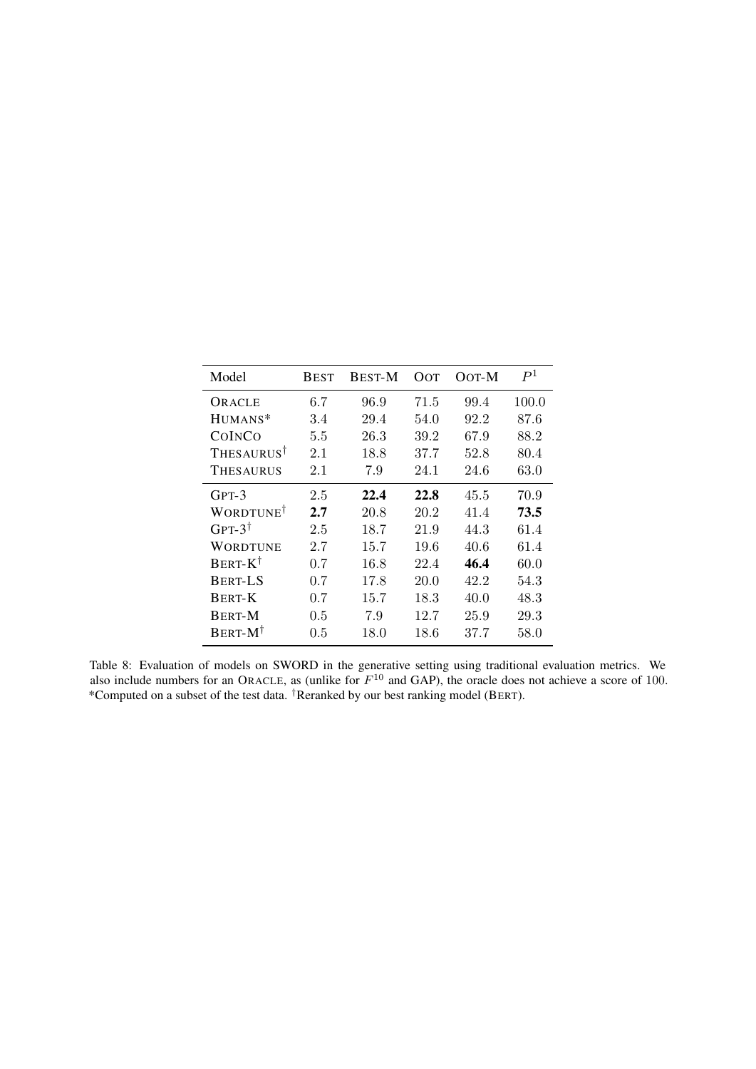| Model | BEST | BEST-M | OOT | OOT-M | $P^1$ |
|---|---|---|---|---|---|
| ORACLE | 6.7 | 96.9 | 71.5 | 99.4 | 100.0 |
| HUMANS* | 3.4 | 29.4 | 54.0 | 92.2 | 87.6 |
| COINCO | 5.5 | 26.3 | 39.2 | 67.9 | 88.2 |
| THESAURUS† | 2.1 | 18.8 | 37.7 | 52.8 | 80.4 |
| THESAURUS | 2.1 | 7.9 | 24.1 | 24.6 | 63.0 |
| GPT-3 | 2.5 | **22.4** | **22.8** | 45.5 | 70.9 |
| WORDTUNE† | **2.7** | 20.8 | 20.2 | 41.4 | **73.5** |
| GPT-3† | 2.5 | 18.7 | 21.9 | 44.3 | 61.4 |
| WORDTUNE | 2.7 | 15.7 | 19.6 | 40.6 | 61.4 |
| BERT-K† | 0.7 | 16.8 | 22.4 | **46.4** | 60.0 |
| BERT-LS | 0.7 | 17.8 | 20.0 | 42.2 | 54.3 |
| BERT-K | 0.7 | 15.7 | 18.3 | 40.0 | 48.3 |
| BERT-M | 0.5 | 7.9 | 12.7 | 25.9 | 29.3 |
| BERT-M† | 0.5 | 18.0 | 18.6 | 37.7 | 58.0 |

Table 8: Evaluation of models on SWORD in the generative setting using traditional evaluation metrics. We also include numbers for an ORACLE, as (unlike for $F^{10}$ and GAP), the oracle does not achieve a score of 100. *Computed on a subset of the test data. †Reranked by our best ranking model (BERT).